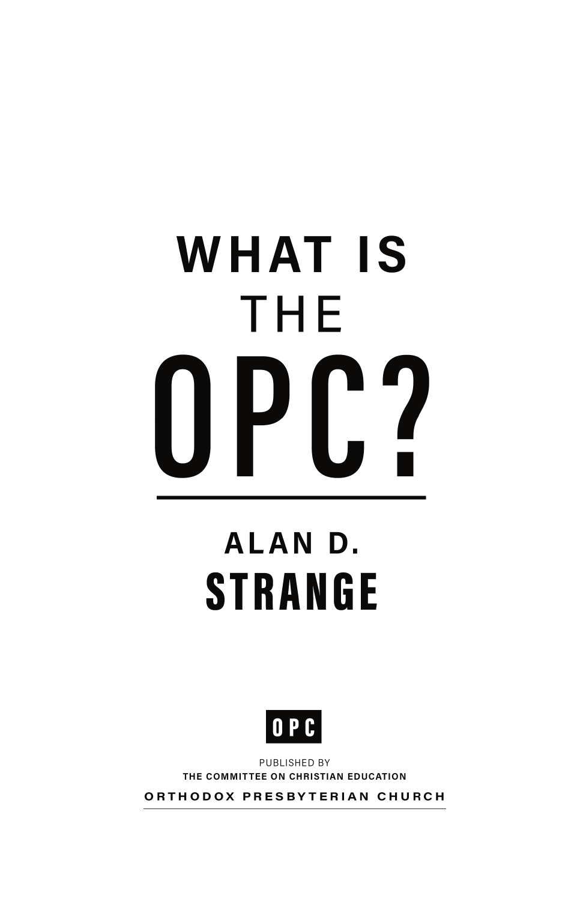# WHAT IS THE OPC?

## ALAN D. STRANGE

OPC

PUBLISHED BY

**THE COMMITTEE ON CHRISTIAN EDUCATION**

**ORTHODOX PRESBYTERIAN CHURCH**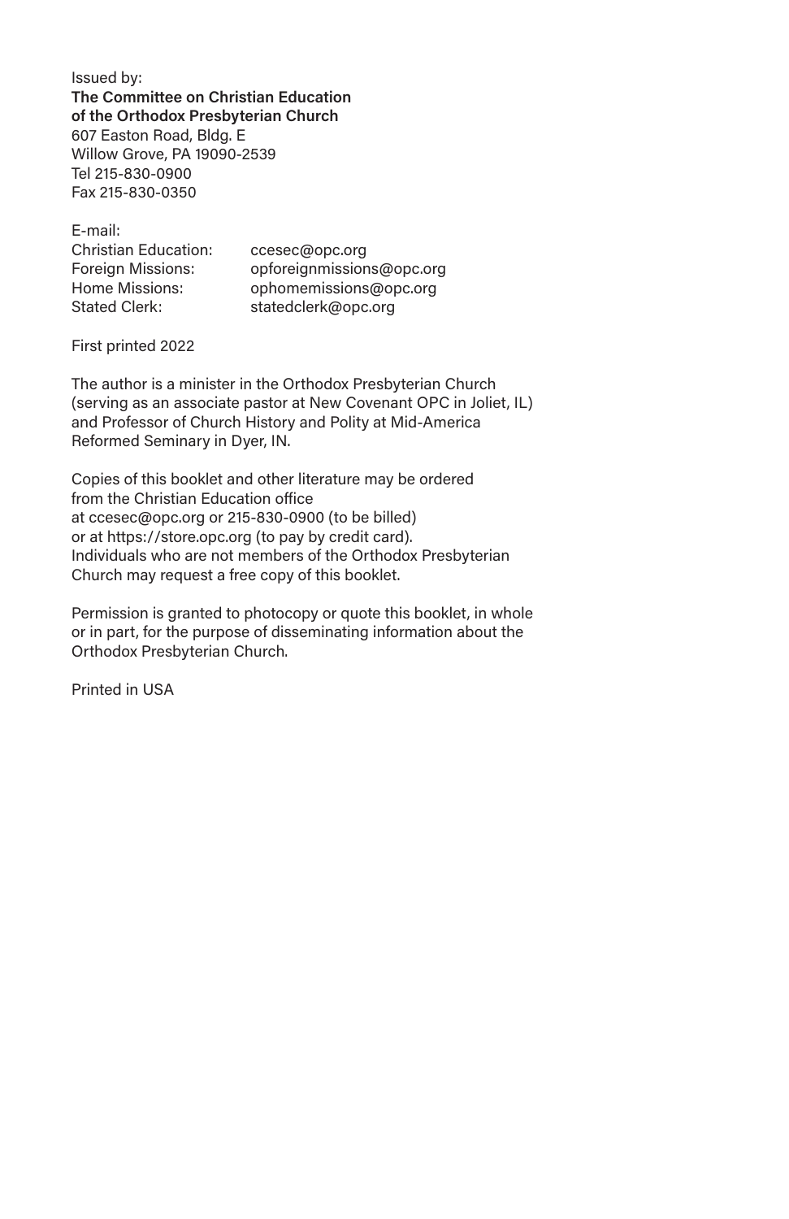Issued by:
**The Committee on Christian Education of the Orthodox Presbyterian Church**
607 Easton Road, Bldg. E
Willow Grove, PA 19090-2539
Tel 215-830-0900
Fax 215-830-0350

E-mail:

| | |
|---|---|
| Christian Education: | ccesec@opc.org |
| Foreign Missions: | opforeignmissions@opc.org |
| Home Missions: | ophomemissions@opc.org |
| Stated Clerk: | statedclerk@opc.org |

First printed 2022

The author is a minister in the Orthodox Presbyterian Church (serving as an associate pastor at New Covenant OPC in Joliet, IL) and Professor of Church History and Polity at Mid-America Reformed Seminary in Dyer, IN.

Copies of this booklet and other literature may be ordered from the Christian Education office at ccesec@opc.org or 215-830-0900 (to be billed) or at https://store.opc.org (to pay by credit card). Individuals who are not members of the Orthodox Presbyterian Church may request a free copy of this booklet.

Permission is granted to photocopy or quote this booklet, in whole or in part, for the purpose of disseminating information about the Orthodox Presbyterian Church.

Printed in USA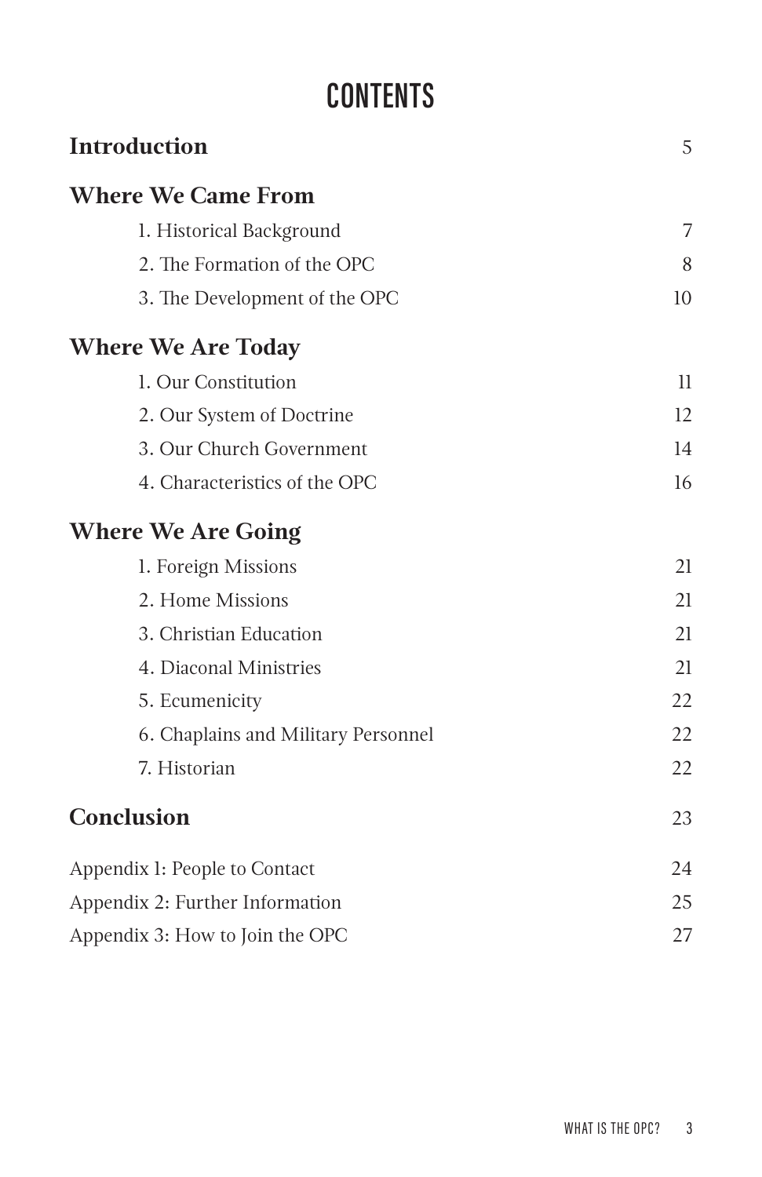# CONTENTS

| | |
|---|---|
| **Introduction** | 5 |
| **Where We Came From** | |
| 1. Historical Background | 7 |
| 2. The Formation of the OPC | 8 |
| 3. The Development of the OPC | 10 |
| **Where We Are Today** | |
| 1. Our Constitution | 11 |
| 2. Our System of Doctrine | 12 |
| 3. Our Church Government | 14 |
| 4. Characteristics of the OPC | 16 |
| **Where We Are Going** | |
| 1. Foreign Missions | 21 |
| 2. Home Missions | 21 |
| 3. Christian Education | 21 |
| 4. Diaconal Ministries | 21 |
| 5. Ecumenicity | 22 |
| 6. Chaplains and Military Personnel | 22 |
| 7. Historian | 22 |
| **Conclusion** | 23 |
| Appendix 1: People to Contact | 24 |
| Appendix 2: Further Information | 25 |
| Appendix 3: How to Join the OPC | 27 |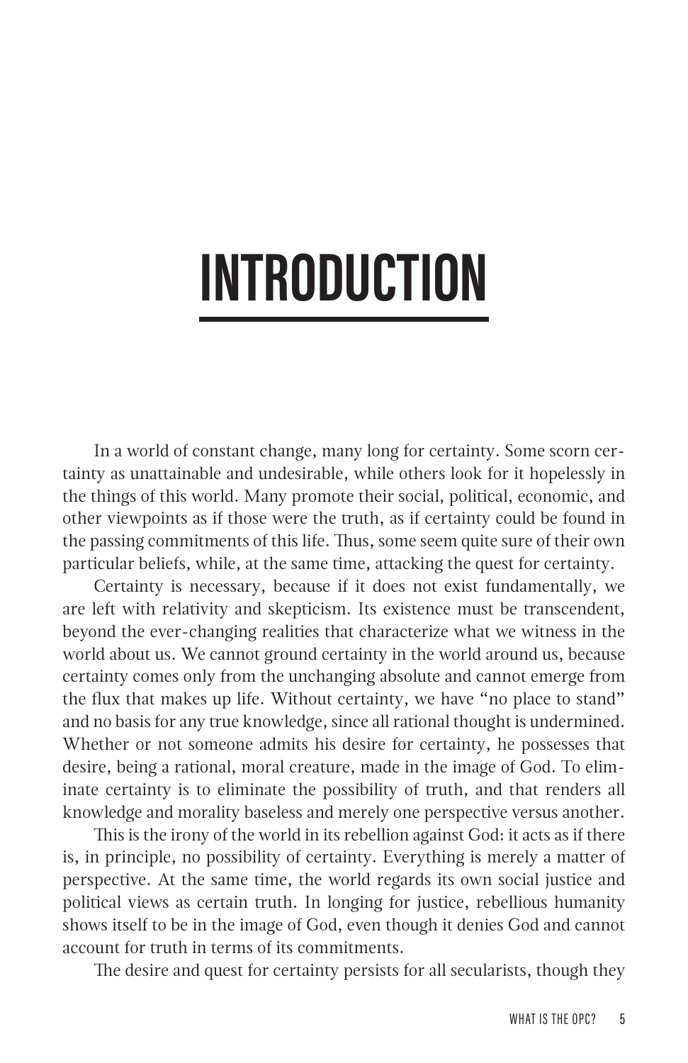# INTRODUCTION

In a world of constant change, many long for certainty. Some scorn certainty as unattainable and undesirable, while others look for it hopelessly in the things of this world. Many promote their social, political, economic, and other viewpoints as if those were the truth, as if certainty could be found in the passing commitments of this life. Thus, some seem quite sure of their own particular beliefs, while, at the same time, attacking the quest for certainty.

Certainty is necessary, because if it does not exist fundamentally, we are left with relativity and skepticism. Its existence must be transcendent, beyond the ever-changing realities that characterize what we witness in the world about us. We cannot ground certainty in the world around us, because certainty comes only from the unchanging absolute and cannot emerge from the flux that makes up life. Without certainty, we have "no place to stand" and no basis for any true knowledge, since all rational thought is undermined. Whether or not someone admits his desire for certainty, he possesses that desire, being a rational, moral creature, made in the image of God. To eliminate certainty is to eliminate the possibility of truth, and that renders all knowledge and morality baseless and merely one perspective versus another.

This is the irony of the world in its rebellion against God: it acts as if there is, in principle, no possibility of certainty. Everything is merely a matter of perspective. At the same time, the world regards its own social justice and political views as certain truth. In longing for justice, rebellious humanity shows itself to be in the image of God, even though it denies God and cannot account for truth in terms of its commitments.

The desire and quest for certainty persists for all secularists, though they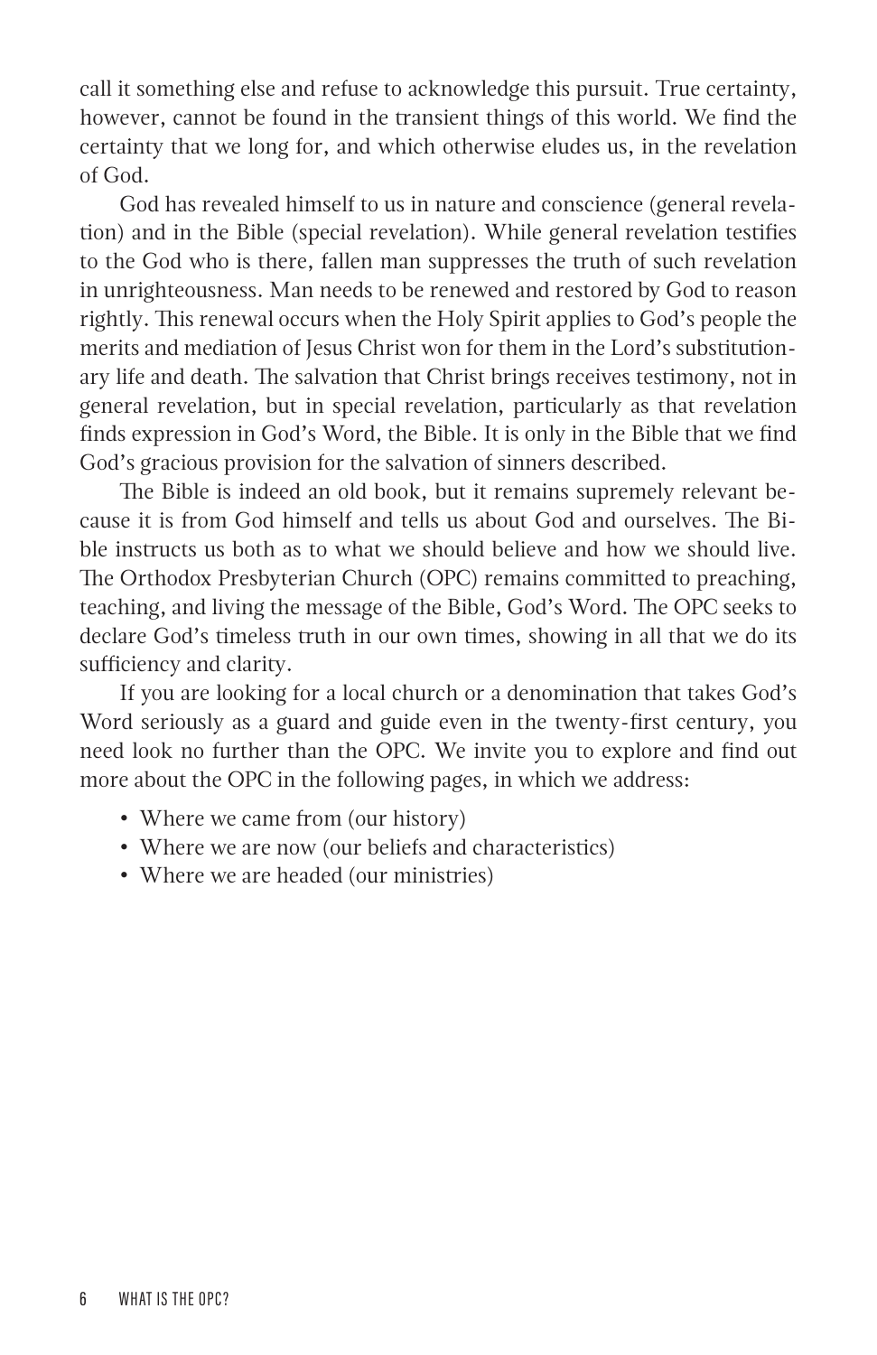call it something else and refuse to acknowledge this pursuit. True certainty, however, cannot be found in the transient things of this world. We find the certainty that we long for, and which otherwise eludes us, in the revelation of God.

God has revealed himself to us in nature and conscience (general revelation) and in the Bible (special revelation). While general revelation testifies to the God who is there, fallen man suppresses the truth of such revelation in unrighteousness. Man needs to be renewed and restored by God to reason rightly. This renewal occurs when the Holy Spirit applies to God's people the merits and mediation of Jesus Christ won for them in the Lord's substitutionary life and death. The salvation that Christ brings receives testimony, not in general revelation, but in special revelation, particularly as that revelation finds expression in God's Word, the Bible. It is only in the Bible that we find God's gracious provision for the salvation of sinners described.

The Bible is indeed an old book, but it remains supremely relevant because it is from God himself and tells us about God and ourselves. The Bible instructs us both as to what we should believe and how we should live. The Orthodox Presbyterian Church (OPC) remains committed to preaching, teaching, and living the message of the Bible, God's Word. The OPC seeks to declare God's timeless truth in our own times, showing in all that we do its sufficiency and clarity.

If you are looking for a local church or a denomination that takes God's Word seriously as a guard and guide even in the twenty-first century, you need look no further than the OPC. We invite you to explore and find out more about the OPC in the following pages, in which we address:

- Where we came from (our history)
- Where we are now (our beliefs and characteristics)
- Where we are headed (our ministries)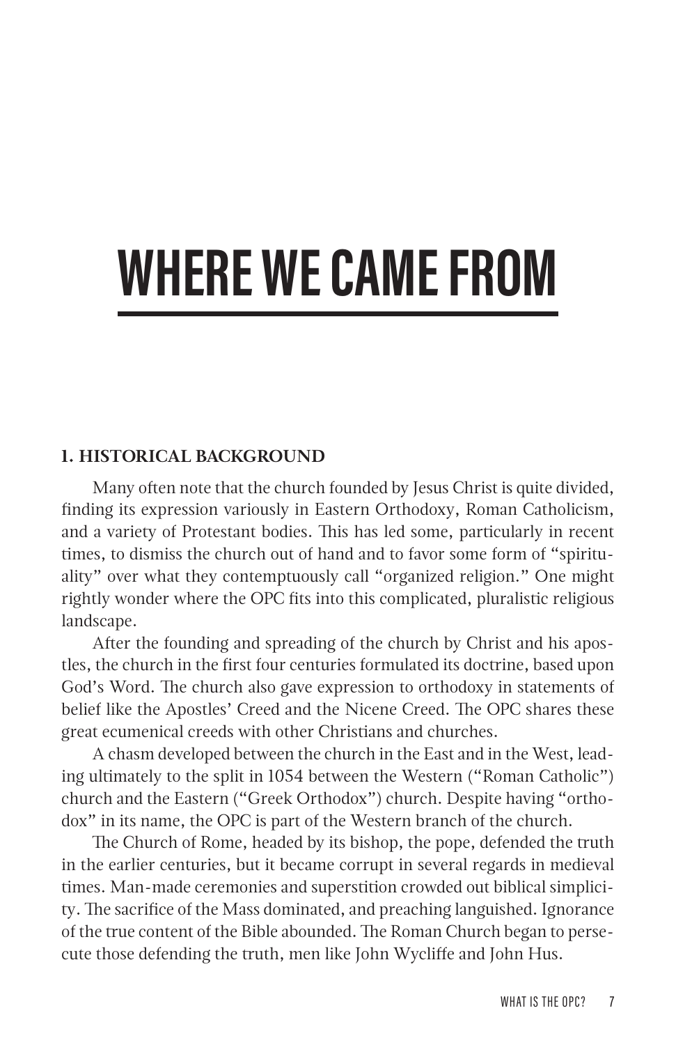# WHERE WE CAME FROM

## 1. HISTORICAL BACKGROUND

Many often note that the church founded by Jesus Christ is quite divided, finding its expression variously in Eastern Orthodoxy, Roman Catholicism, and a variety of Protestant bodies. This has led some, particularly in recent times, to dismiss the church out of hand and to favor some form of "spirituality" over what they contemptuously call "organized religion." One might rightly wonder where the OPC fits into this complicated, pluralistic religious landscape.

After the founding and spreading of the church by Christ and his apostles, the church in the first four centuries formulated its doctrine, based upon God's Word. The church also gave expression to orthodoxy in statements of belief like the Apostles' Creed and the Nicene Creed. The OPC shares these great ecumenical creeds with other Christians and churches.

A chasm developed between the church in the East and in the West, leading ultimately to the split in 1054 between the Western ("Roman Catholic") church and the Eastern ("Greek Orthodox") church. Despite having "orthodox" in its name, the OPC is part of the Western branch of the church.

The Church of Rome, headed by its bishop, the pope, defended the truth in the earlier centuries, but it became corrupt in several regards in medieval times. Man-made ceremonies and superstition crowded out biblical simplicity. The sacrifice of the Mass dominated, and preaching languished. Ignorance of the true content of the Bible abounded. The Roman Church began to persecute those defending the truth, men like John Wycliffe and John Hus.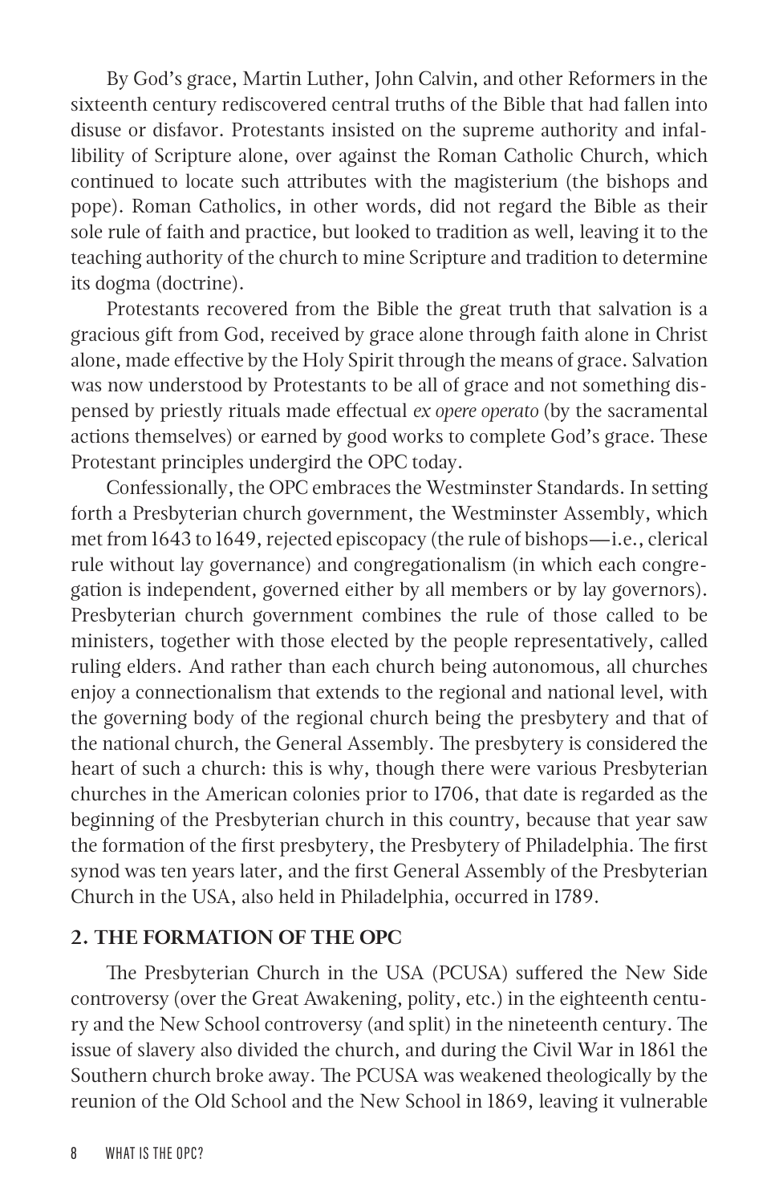By God's grace, Martin Luther, John Calvin, and other Reformers in the sixteenth century rediscovered central truths of the Bible that had fallen into disuse or disfavor. Protestants insisted on the supreme authority and infallibility of Scripture alone, over against the Roman Catholic Church, which continued to locate such attributes with the magisterium (the bishops and pope). Roman Catholics, in other words, did not regard the Bible as their sole rule of faith and practice, but looked to tradition as well, leaving it to the teaching authority of the church to mine Scripture and tradition to determine its dogma (doctrine).

Protestants recovered from the Bible the great truth that salvation is a gracious gift from God, received by grace alone through faith alone in Christ alone, made effective by the Holy Spirit through the means of grace. Salvation was now understood by Protestants to be all of grace and not something dispensed by priestly rituals made effectual *ex opere operato* (by the sacramental actions themselves) or earned by good works to complete God's grace. These Protestant principles undergird the OPC today.

Confessionally, the OPC embraces the Westminster Standards. In setting forth a Presbyterian church government, the Westminster Assembly, which met from 1643 to 1649, rejected episcopacy (the rule of bishops—i.e., clerical rule without lay governance) and congregationalism (in which each congregation is independent, governed either by all members or by lay governors). Presbyterian church government combines the rule of those called to be ministers, together with those elected by the people representatively, called ruling elders. And rather than each church being autonomous, all churches enjoy a connectionalism that extends to the regional and national level, with the governing body of the regional church being the presbytery and that of the national church, the General Assembly. The presbytery is considered the heart of such a church: this is why, though there were various Presbyterian churches in the American colonies prior to 1706, that date is regarded as the beginning of the Presbyterian church in this country, because that year saw the formation of the first presbytery, the Presbytery of Philadelphia. The first synod was ten years later, and the first General Assembly of the Presbyterian Church in the USA, also held in Philadelphia, occurred in 1789.

## 2. THE FORMATION OF THE OPC

The Presbyterian Church in the USA (PCUSA) suffered the New Side controversy (over the Great Awakening, polity, etc.) in the eighteenth century and the New School controversy (and split) in the nineteenth century. The issue of slavery also divided the church, and during the Civil War in 1861 the Southern church broke away. The PCUSA was weakened theologically by the reunion of the Old School and the New School in 1869, leaving it vulnerable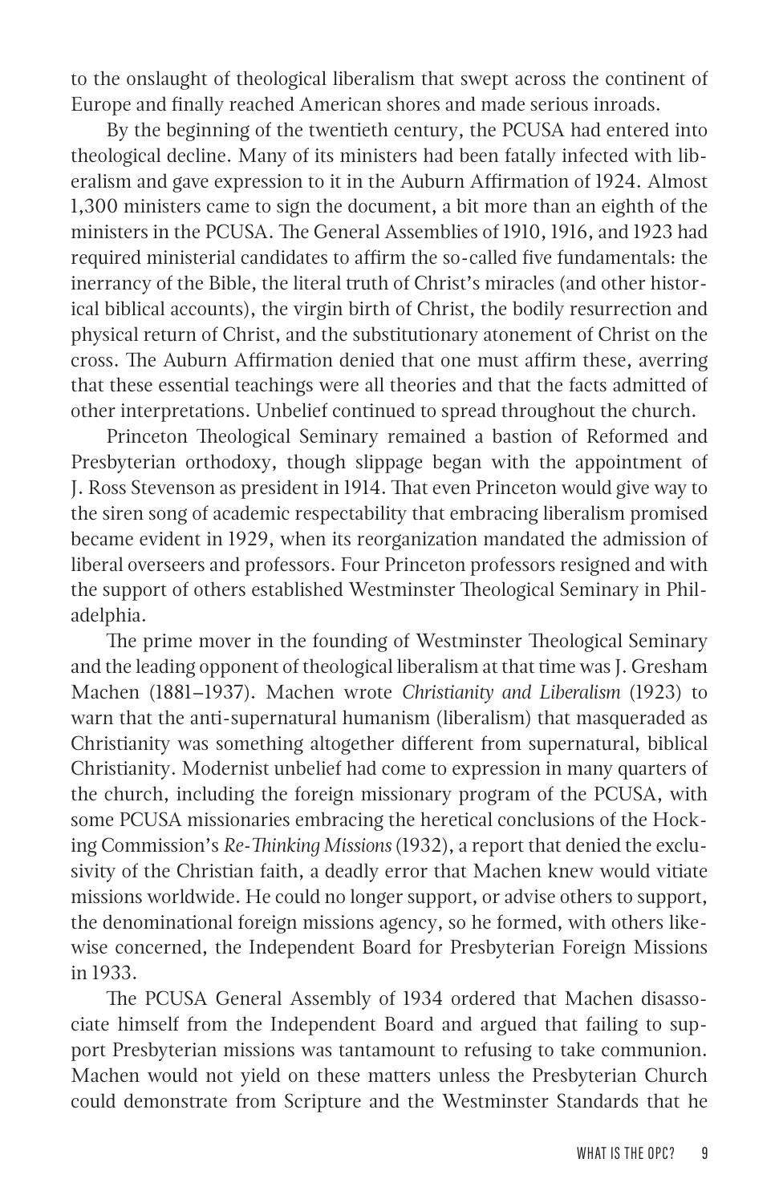to the onslaught of theological liberalism that swept across the continent of Europe and finally reached American shores and made serious inroads.

By the beginning of the twentieth century, the PCUSA had entered into theological decline. Many of its ministers had been fatally infected with liberalism and gave expression to it in the Auburn Affirmation of 1924. Almost 1,300 ministers came to sign the document, a bit more than an eighth of the ministers in the PCUSA. The General Assemblies of 1910, 1916, and 1923 had required ministerial candidates to affirm the so-called five fundamentals: the inerrancy of the Bible, the literal truth of Christ's miracles (and other historical biblical accounts), the virgin birth of Christ, the bodily resurrection and physical return of Christ, and the substitutionary atonement of Christ on the cross. The Auburn Affirmation denied that one must affirm these, averring that these essential teachings were all theories and that the facts admitted of other interpretations. Unbelief continued to spread throughout the church.

Princeton Theological Seminary remained a bastion of Reformed and Presbyterian orthodoxy, though slippage began with the appointment of J. Ross Stevenson as president in 1914. That even Princeton would give way to the siren song of academic respectability that embracing liberalism promised became evident in 1929, when its reorganization mandated the admission of liberal overseers and professors. Four Princeton professors resigned and with the support of others established Westminster Theological Seminary in Philadelphia.

The prime mover in the founding of Westminster Theological Seminary and the leading opponent of theological liberalism at that time was J. Gresham Machen (1881–1937). Machen wrote *Christianity and Liberalism* (1923) to warn that the anti-supernatural humanism (liberalism) that masqueraded as Christianity was something altogether different from supernatural, biblical Christianity. Modernist unbelief had come to expression in many quarters of the church, including the foreign missionary program of the PCUSA, with some PCUSA missionaries embracing the heretical conclusions of the Hocking Commission's *Re-Thinking Missions* (1932), a report that denied the exclusivity of the Christian faith, a deadly error that Machen knew would vitiate missions worldwide. He could no longer support, or advise others to support, the denominational foreign missions agency, so he formed, with others likewise concerned, the Independent Board for Presbyterian Foreign Missions in 1933.

The PCUSA General Assembly of 1934 ordered that Machen disassociate himself from the Independent Board and argued that failing to support Presbyterian missions was tantamount to refusing to take communion. Machen would not yield on these matters unless the Presbyterian Church could demonstrate from Scripture and the Westminster Standards that he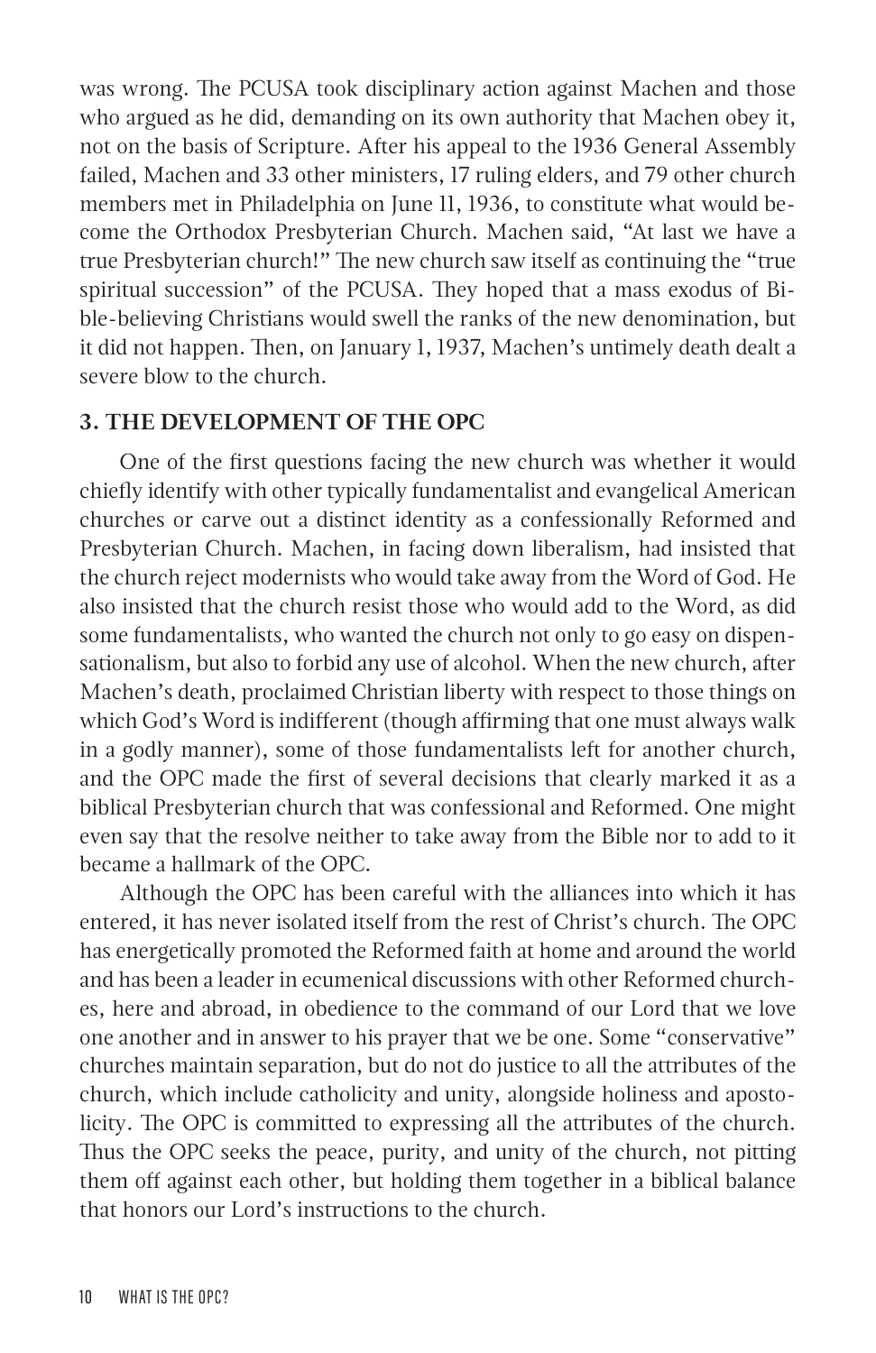was wrong. The PCUSA took disciplinary action against Machen and those who argued as he did, demanding on its own authority that Machen obey it, not on the basis of Scripture. After his appeal to the 1936 General Assembly failed, Machen and 33 other ministers, 17 ruling elders, and 79 other church members met in Philadelphia on June 11, 1936, to constitute what would become the Orthodox Presbyterian Church. Machen said, "At last we have a true Presbyterian church!" The new church saw itself as continuing the "true spiritual succession" of the PCUSA. They hoped that a mass exodus of Bible-believing Christians would swell the ranks of the new denomination, but it did not happen. Then, on January 1, 1937, Machen's untimely death dealt a severe blow to the church.

## 3. THE DEVELOPMENT OF THE OPC

One of the first questions facing the new church was whether it would chiefly identify with other typically fundamentalist and evangelical American churches or carve out a distinct identity as a confessionally Reformed and Presbyterian Church. Machen, in facing down liberalism, had insisted that the church reject modernists who would take away from the Word of God. He also insisted that the church resist those who would add to the Word, as did some fundamentalists, who wanted the church not only to go easy on dispensationalism, but also to forbid any use of alcohol. When the new church, after Machen's death, proclaimed Christian liberty with respect to those things on which God's Word is indifferent (though affirming that one must always walk in a godly manner), some of those fundamentalists left for another church, and the OPC made the first of several decisions that clearly marked it as a biblical Presbyterian church that was confessional and Reformed. One might even say that the resolve neither to take away from the Bible nor to add to it became a hallmark of the OPC.

Although the OPC has been careful with the alliances into which it has entered, it has never isolated itself from the rest of Christ's church. The OPC has energetically promoted the Reformed faith at home and around the world and has been a leader in ecumenical discussions with other Reformed churches, here and abroad, in obedience to the command of our Lord that we love one another and in answer to his prayer that we be one. Some "conservative" churches maintain separation, but do not do justice to all the attributes of the church, which include catholicity and unity, alongside holiness and apostolicity. The OPC is committed to expressing all the attributes of the church. Thus the OPC seeks the peace, purity, and unity of the church, not pitting them off against each other, but holding them together in a biblical balance that honors our Lord's instructions to the church.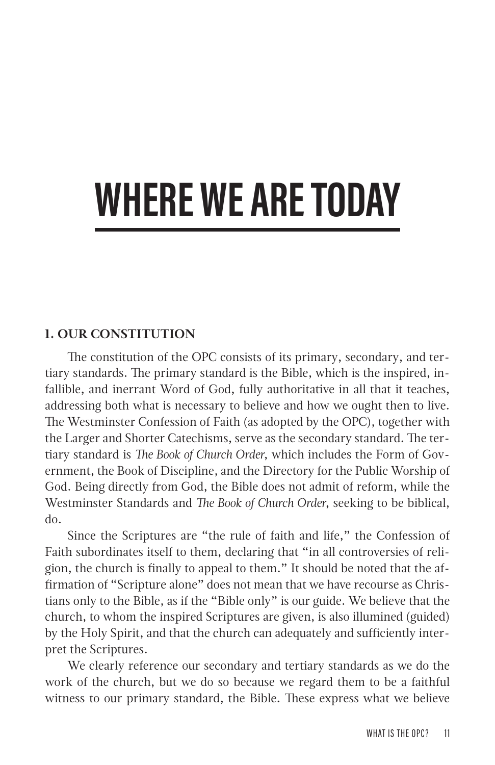# WHERE WE ARE TODAY

## 1. OUR CONSTITUTION

The constitution of the OPC consists of its primary, secondary, and tertiary standards. The primary standard is the Bible, which is the inspired, infallible, and inerrant Word of God, fully authoritative in all that it teaches, addressing both what is necessary to believe and how we ought then to live. The Westminster Confession of Faith (as adopted by the OPC), together with the Larger and Shorter Catechisms, serve as the secondary standard. The tertiary standard is *The Book of Church Order*, which includes the Form of Government, the Book of Discipline, and the Directory for the Public Worship of God. Being directly from God, the Bible does not admit of reform, while the Westminster Standards and *The Book of Church Order*, seeking to be biblical, do.

Since the Scriptures are "the rule of faith and life," the Confession of Faith subordinates itself to them, declaring that "in all controversies of religion, the church is finally to appeal to them." It should be noted that the affirmation of "Scripture alone" does not mean that we have recourse as Christians only to the Bible, as if the "Bible only" is our guide. We believe that the church, to whom the inspired Scriptures are given, is also illumined (guided) by the Holy Spirit, and that the church can adequately and sufficiently interpret the Scriptures.

We clearly reference our secondary and tertiary standards as we do the work of the church, but we do so because we regard them to be a faithful witness to our primary standard, the Bible. These express what we believe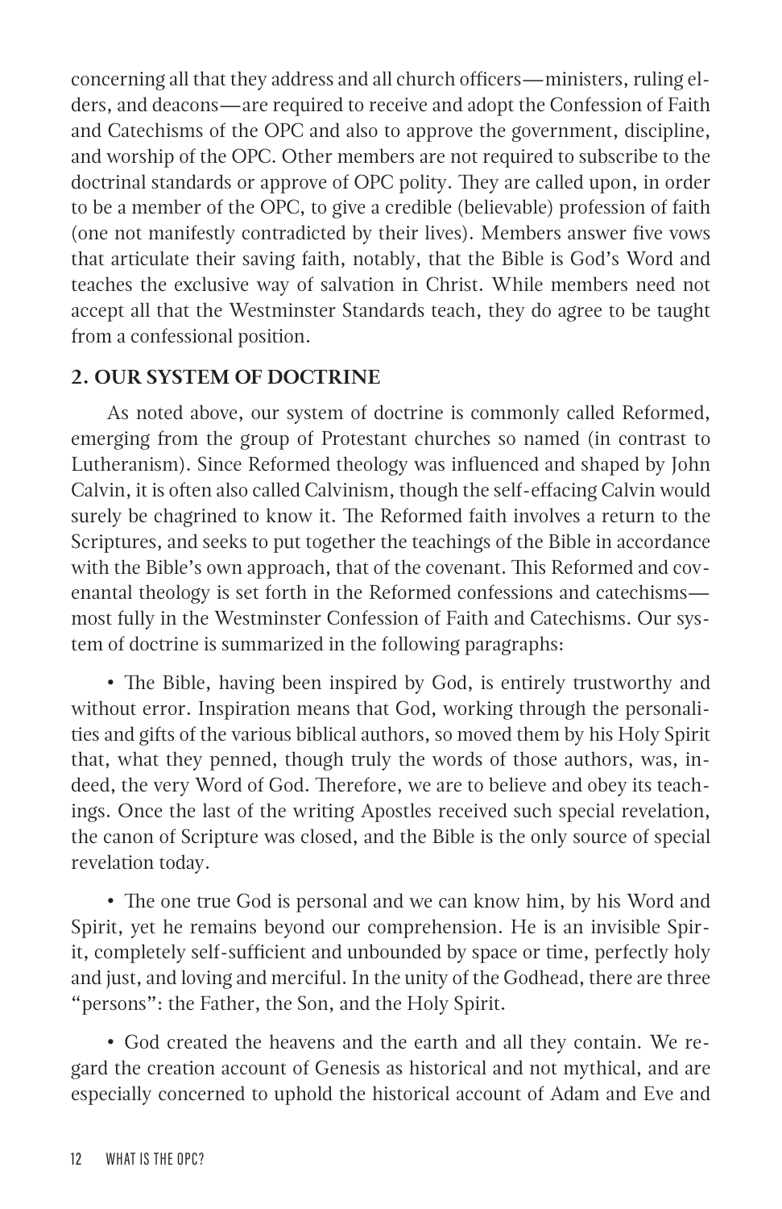concerning all that they address and all church officers—ministers, ruling elders, and deacons—are required to receive and adopt the Confession of Faith and Catechisms of the OPC and also to approve the government, discipline, and worship of the OPC. Other members are not required to subscribe to the doctrinal standards or approve of OPC polity. They are called upon, in order to be a member of the OPC, to give a credible (believable) profession of faith (one not manifestly contradicted by their lives). Members answer five vows that articulate their saving faith, notably, that the Bible is God's Word and teaches the exclusive way of salvation in Christ. While members need not accept all that the Westminster Standards teach, they do agree to be taught from a confessional position.

## 2. OUR SYSTEM OF DOCTRINE

As noted above, our system of doctrine is commonly called Reformed, emerging from the group of Protestant churches so named (in contrast to Lutheranism). Since Reformed theology was influenced and shaped by John Calvin, it is often also called Calvinism, though the self-effacing Calvin would surely be chagrined to know it. The Reformed faith involves a return to the Scriptures, and seeks to put together the teachings of the Bible in accordance with the Bible's own approach, that of the covenant. This Reformed and covenantal theology is set forth in the Reformed confessions and catechisms—most fully in the Westminster Confession of Faith and Catechisms. Our system of doctrine is summarized in the following paragraphs:

- The Bible, having been inspired by God, is entirely trustworthy and without error. Inspiration means that God, working through the personalities and gifts of the various biblical authors, so moved them by his Holy Spirit that, what they penned, though truly the words of those authors, was, indeed, the very Word of God. Therefore, we are to believe and obey its teachings. Once the last of the writing Apostles received such special revelation, the canon of Scripture was closed, and the Bible is the only source of special revelation today.

- The one true God is personal and we can know him, by his Word and Spirit, yet he remains beyond our comprehension. He is an invisible Spirit, completely self-sufficient and unbounded by space or time, perfectly holy and just, and loving and merciful. In the unity of the Godhead, there are three "persons": the Father, the Son, and the Holy Spirit.

- God created the heavens and the earth and all they contain. We regard the creation account of Genesis as historical and not mythical, and are especially concerned to uphold the historical account of Adam and Eve and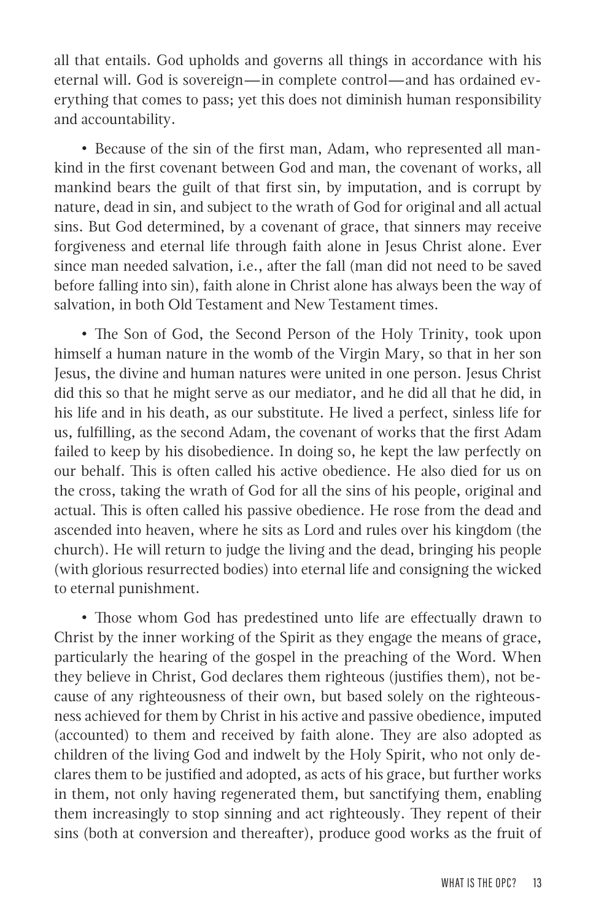all that entails. God upholds and governs all things in accordance with his eternal will. God is sovereign—in complete control—and has ordained everything that comes to pass; yet this does not diminish human responsibility and accountability.

- Because of the sin of the first man, Adam, who represented all mankind in the first covenant between God and man, the covenant of works, all mankind bears the guilt of that first sin, by imputation, and is corrupt by nature, dead in sin, and subject to the wrath of God for original and all actual sins. But God determined, by a covenant of grace, that sinners may receive forgiveness and eternal life through faith alone in Jesus Christ alone. Ever since man needed salvation, i.e., after the fall (man did not need to be saved before falling into sin), faith alone in Christ alone has always been the way of salvation, in both Old Testament and New Testament times.

- The Son of God, the Second Person of the Holy Trinity, took upon himself a human nature in the womb of the Virgin Mary, so that in her son Jesus, the divine and human natures were united in one person. Jesus Christ did this so that he might serve as our mediator, and he did all that he did, in his life and in his death, as our substitute. He lived a perfect, sinless life for us, fulfilling, as the second Adam, the covenant of works that the first Adam failed to keep by his disobedience. In doing so, he kept the law perfectly on our behalf. This is often called his active obedience. He also died for us on the cross, taking the wrath of God for all the sins of his people, original and actual. This is often called his passive obedience. He rose from the dead and ascended into heaven, where he sits as Lord and rules over his kingdom (the church). He will return to judge the living and the dead, bringing his people (with glorious resurrected bodies) into eternal life and consigning the wicked to eternal punishment.

- Those whom God has predestined unto life are effectually drawn to Christ by the inner working of the Spirit as they engage the means of grace, particularly the hearing of the gospel in the preaching of the Word. When they believe in Christ, God declares them righteous (justifies them), not because of any righteousness of their own, but based solely on the righteousness achieved for them by Christ in his active and passive obedience, imputed (accounted) to them and received by faith alone. They are also adopted as children of the living God and indwelt by the Holy Spirit, who not only declares them to be justified and adopted, as acts of his grace, but further works in them, not only having regenerated them, but sanctifying them, enabling them increasingly to stop sinning and act righteously. They repent of their sins (both at conversion and thereafter), produce good works as the fruit of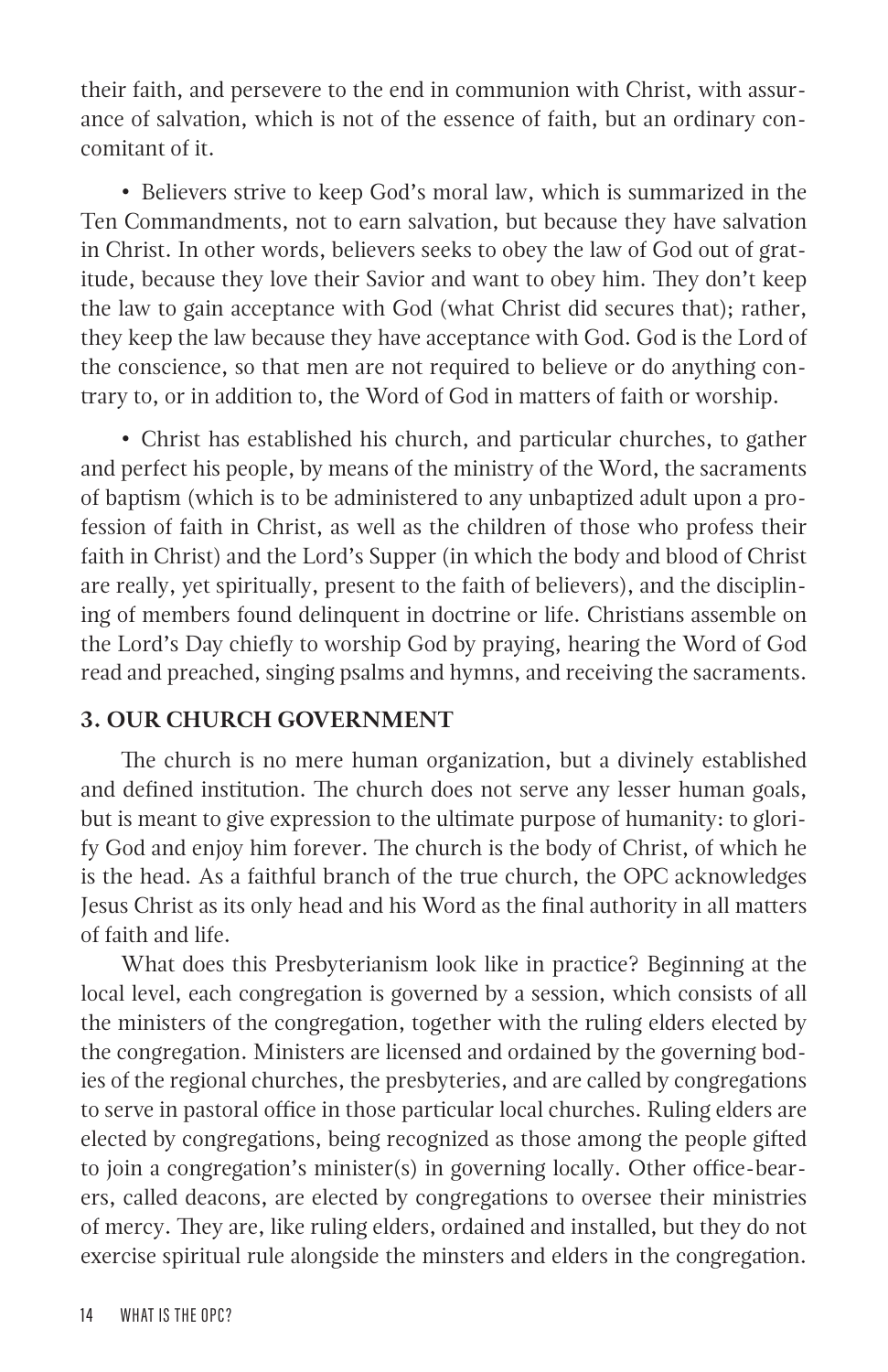their faith, and persevere to the end in communion with Christ, with assurance of salvation, which is not of the essence of faith, but an ordinary concomitant of it.

- Believers strive to keep God's moral law, which is summarized in the Ten Commandments, not to earn salvation, but because they have salvation in Christ. In other words, believers seeks to obey the law of God out of gratitude, because they love their Savior and want to obey him. They don't keep the law to gain acceptance with God (what Christ did secures that); rather, they keep the law because they have acceptance with God. God is the Lord of the conscience, so that men are not required to believe or do anything contrary to, or in addition to, the Word of God in matters of faith or worship.

- Christ has established his church, and particular churches, to gather and perfect his people, by means of the ministry of the Word, the sacraments of baptism (which is to be administered to any unbaptized adult upon a profession of faith in Christ, as well as the children of those who profess their faith in Christ) and the Lord's Supper (in which the body and blood of Christ are really, yet spiritually, present to the faith of believers), and the disciplining of members found delinquent in doctrine or life. Christians assemble on the Lord's Day chiefly to worship God by praying, hearing the Word of God read and preached, singing psalms and hymns, and receiving the sacraments.

### 3. OUR CHURCH GOVERNMENT

The church is no mere human organization, but a divinely established and defined institution. The church does not serve any lesser human goals, but is meant to give expression to the ultimate purpose of humanity: to glorify God and enjoy him forever. The church is the body of Christ, of which he is the head. As a faithful branch of the true church, the OPC acknowledges Jesus Christ as its only head and his Word as the final authority in all matters of faith and life.

What does this Presbyterianism look like in practice? Beginning at the local level, each congregation is governed by a session, which consists of all the ministers of the congregation, together with the ruling elders elected by the congregation. Ministers are licensed and ordained by the governing bodies of the regional churches, the presbyteries, and are called by congregations to serve in pastoral office in those particular local churches. Ruling elders are elected by congregations, being recognized as those among the people gifted to join a congregation's minister(s) in governing locally. Other office-bearers, called deacons, are elected by congregations to oversee their ministries of mercy. They are, like ruling elders, ordained and installed, but they do not exercise spiritual rule alongside the minsters and elders in the congregation.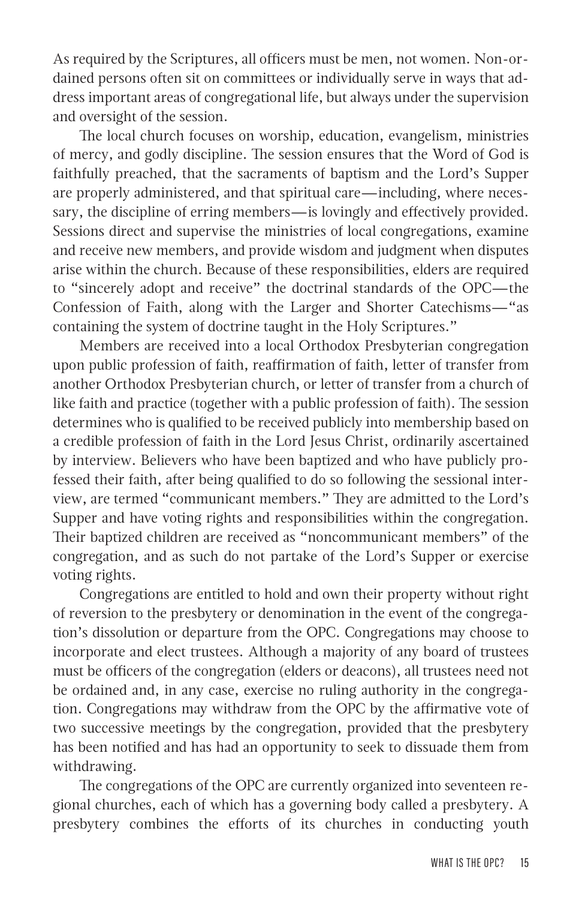As required by the Scriptures, all officers must be men, not women. Non-ordained persons often sit on committees or individually serve in ways that address important areas of congregational life, but always under the supervision and oversight of the session.

The local church focuses on worship, education, evangelism, ministries of mercy, and godly discipline. The session ensures that the Word of God is faithfully preached, that the sacraments of baptism and the Lord's Supper are properly administered, and that spiritual care—including, where necessary, the discipline of erring members—is lovingly and effectively provided. Sessions direct and supervise the ministries of local congregations, examine and receive new members, and provide wisdom and judgment when disputes arise within the church. Because of these responsibilities, elders are required to "sincerely adopt and receive" the doctrinal standards of the OPC—the Confession of Faith, along with the Larger and Shorter Catechisms—"as containing the system of doctrine taught in the Holy Scriptures."

Members are received into a local Orthodox Presbyterian congregation upon public profession of faith, reaffirmation of faith, letter of transfer from another Orthodox Presbyterian church, or letter of transfer from a church of like faith and practice (together with a public profession of faith). The session determines who is qualified to be received publicly into membership based on a credible profession of faith in the Lord Jesus Christ, ordinarily ascertained by interview. Believers who have been baptized and who have publicly professed their faith, after being qualified to do so following the sessional interview, are termed "communicant members." They are admitted to the Lord's Supper and have voting rights and responsibilities within the congregation. Their baptized children are received as "noncommunicant members" of the congregation, and as such do not partake of the Lord's Supper or exercise voting rights.

Congregations are entitled to hold and own their property without right of reversion to the presbytery or denomination in the event of the congregation's dissolution or departure from the OPC. Congregations may choose to incorporate and elect trustees. Although a majority of any board of trustees must be officers of the congregation (elders or deacons), all trustees need not be ordained and, in any case, exercise no ruling authority in the congregation. Congregations may withdraw from the OPC by the affirmative vote of two successive meetings by the congregation, provided that the presbytery has been notified and has had an opportunity to seek to dissuade them from withdrawing.

The congregations of the OPC are currently organized into seventeen regional churches, each of which has a governing body called a presbytery. A presbytery combines the efforts of its churches in conducting youth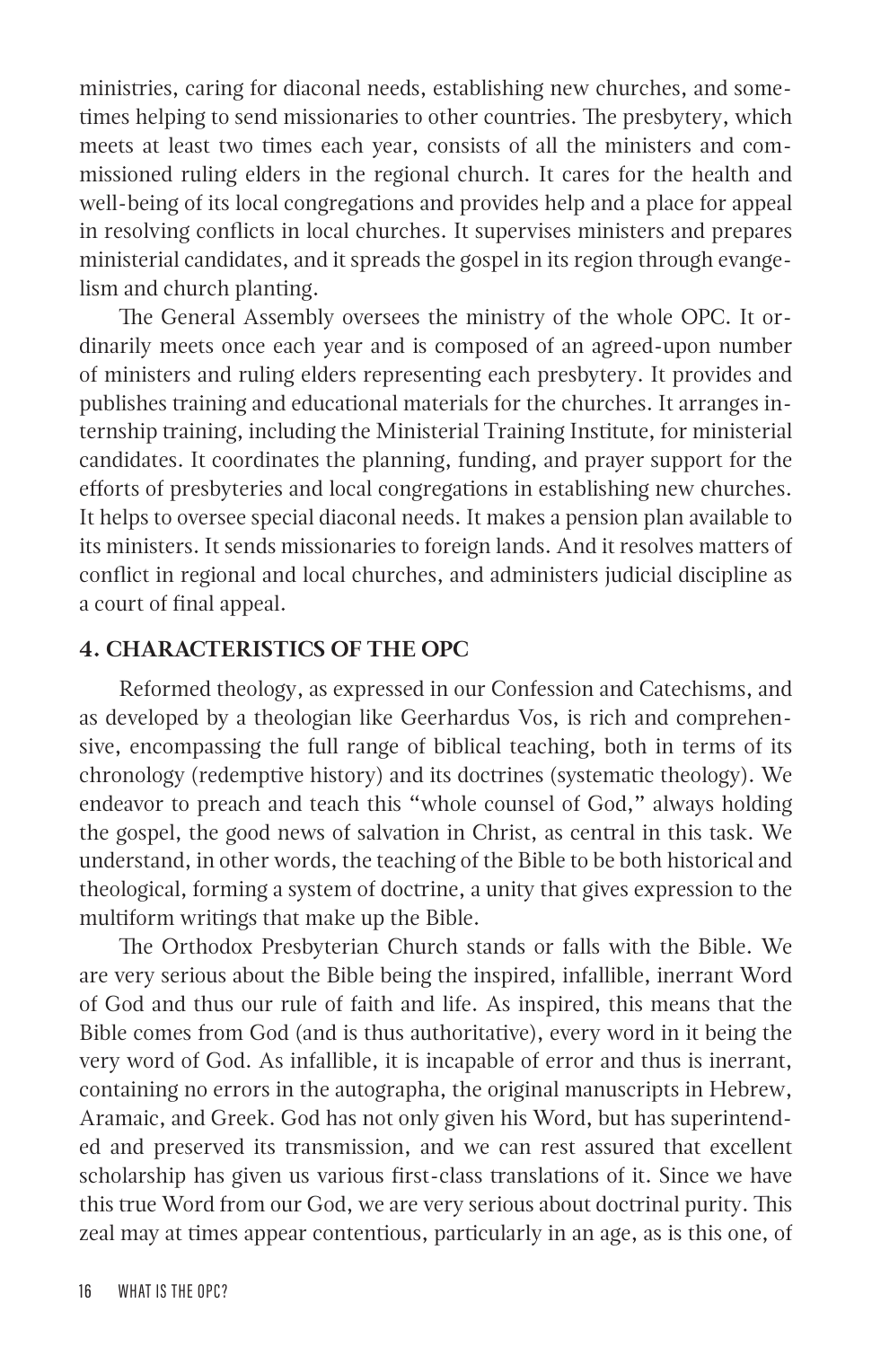ministries, caring for diaconal needs, establishing new churches, and sometimes helping to send missionaries to other countries. The presbytery, which meets at least two times each year, consists of all the ministers and commissioned ruling elders in the regional church. It cares for the health and well-being of its local congregations and provides help and a place for appeal in resolving conflicts in local churches. It supervises ministers and prepares ministerial candidates, and it spreads the gospel in its region through evangelism and church planting.

The General Assembly oversees the ministry of the whole OPC. It ordinarily meets once each year and is composed of an agreed-upon number of ministers and ruling elders representing each presbytery. It provides and publishes training and educational materials for the churches. It arranges internship training, including the Ministerial Training Institute, for ministerial candidates. It coordinates the planning, funding, and prayer support for the efforts of presbyteries and local congregations in establishing new churches. It helps to oversee special diaconal needs. It makes a pension plan available to its ministers. It sends missionaries to foreign lands. And it resolves matters of conflict in regional and local churches, and administers judicial discipline as a court of final appeal.

## 4. CHARACTERISTICS OF THE OPC

Reformed theology, as expressed in our Confession and Catechisms, and as developed by a theologian like Geerhardus Vos, is rich and comprehensive, encompassing the full range of biblical teaching, both in terms of its chronology (redemptive history) and its doctrines (systematic theology). We endeavor to preach and teach this "whole counsel of God," always holding the gospel, the good news of salvation in Christ, as central in this task. We understand, in other words, the teaching of the Bible to be both historical and theological, forming a system of doctrine, a unity that gives expression to the multiform writings that make up the Bible.

The Orthodox Presbyterian Church stands or falls with the Bible. We are very serious about the Bible being the inspired, infallible, inerrant Word of God and thus our rule of faith and life. As inspired, this means that the Bible comes from God (and is thus authoritative), every word in it being the very word of God. As infallible, it is incapable of error and thus is inerrant, containing no errors in the autographa, the original manuscripts in Hebrew, Aramaic, and Greek. God has not only given his Word, but has superintended and preserved its transmission, and we can rest assured that excellent scholarship has given us various first-class translations of it. Since we have this true Word from our God, we are very serious about doctrinal purity. This zeal may at times appear contentious, particularly in an age, as is this one, of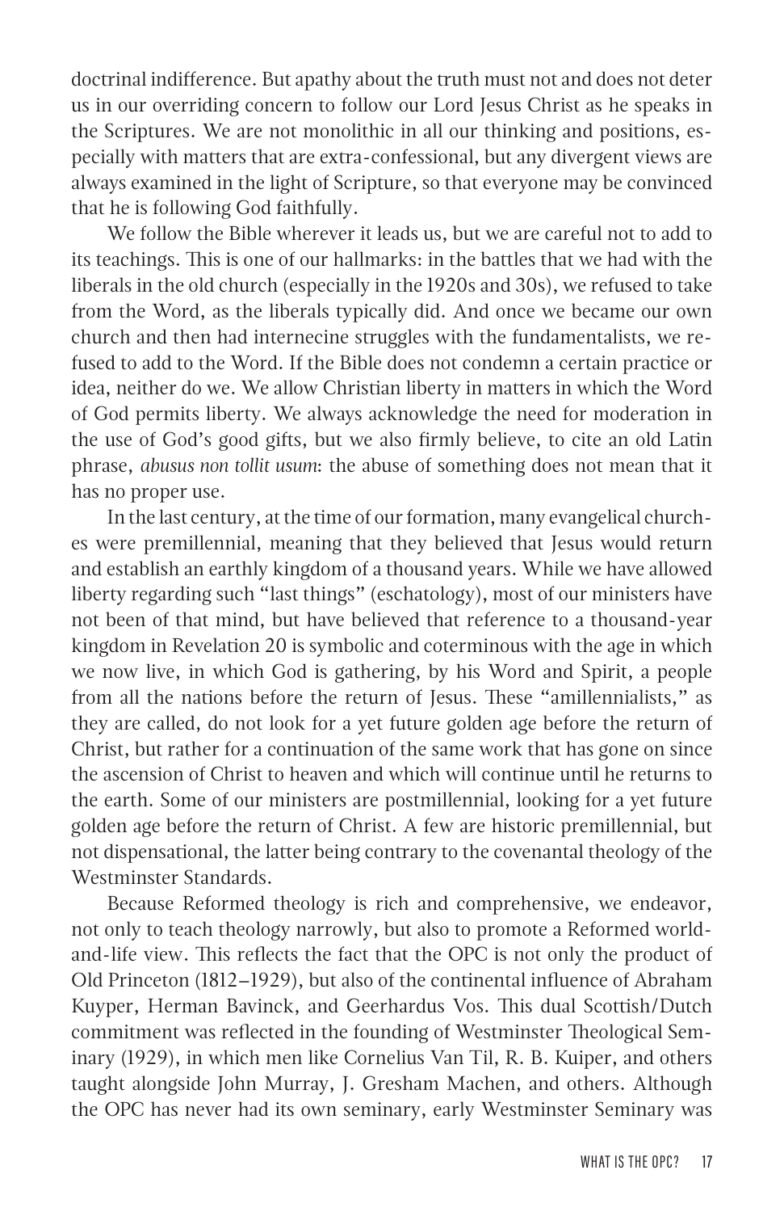doctrinal indifference. But apathy about the truth must not and does not deter us in our overriding concern to follow our Lord Jesus Christ as he speaks in the Scriptures. We are not monolithic in all our thinking and positions, especially with matters that are extra-confessional, but any divergent views are always examined in the light of Scripture, so that everyone may be convinced that he is following God faithfully.

We follow the Bible wherever it leads us, but we are careful not to add to its teachings. This is one of our hallmarks: in the battles that we had with the liberals in the old church (especially in the 1920s and 30s), we refused to take from the Word, as the liberals typically did. And once we became our own church and then had internecine struggles with the fundamentalists, we refused to add to the Word. If the Bible does not condemn a certain practice or idea, neither do we. We allow Christian liberty in matters in which the Word of God permits liberty. We always acknowledge the need for moderation in the use of God's good gifts, but we also firmly believe, to cite an old Latin phrase, *abusus non tollit usum*: the abuse of something does not mean that it has no proper use.

In the last century, at the time of our formation, many evangelical churches were premillennial, meaning that they believed that Jesus would return and establish an earthly kingdom of a thousand years. While we have allowed liberty regarding such "last things" (eschatology), most of our ministers have not been of that mind, but have believed that reference to a thousand-year kingdom in Revelation 20 is symbolic and coterminous with the age in which we now live, in which God is gathering, by his Word and Spirit, a people from all the nations before the return of Jesus. These "amillennialists," as they are called, do not look for a yet future golden age before the return of Christ, but rather for a continuation of the same work that has gone on since the ascension of Christ to heaven and which will continue until he returns to the earth. Some of our ministers are postmillennial, looking for a yet future golden age before the return of Christ. A few are historic premillennial, but not dispensational, the latter being contrary to the covenantal theology of the Westminster Standards.

Because Reformed theology is rich and comprehensive, we endeavor, not only to teach theology narrowly, but also to promote a Reformed world-and-life view. This reflects the fact that the OPC is not only the product of Old Princeton (1812–1929), but also of the continental influence of Abraham Kuyper, Herman Bavinck, and Geerhardus Vos. This dual Scottish/Dutch commitment was reflected in the founding of Westminster Theological Seminary (1929), in which men like Cornelius Van Til, R. B. Kuiper, and others taught alongside John Murray, J. Gresham Machen, and others. Although the OPC has never had its own seminary, early Westminster Seminary was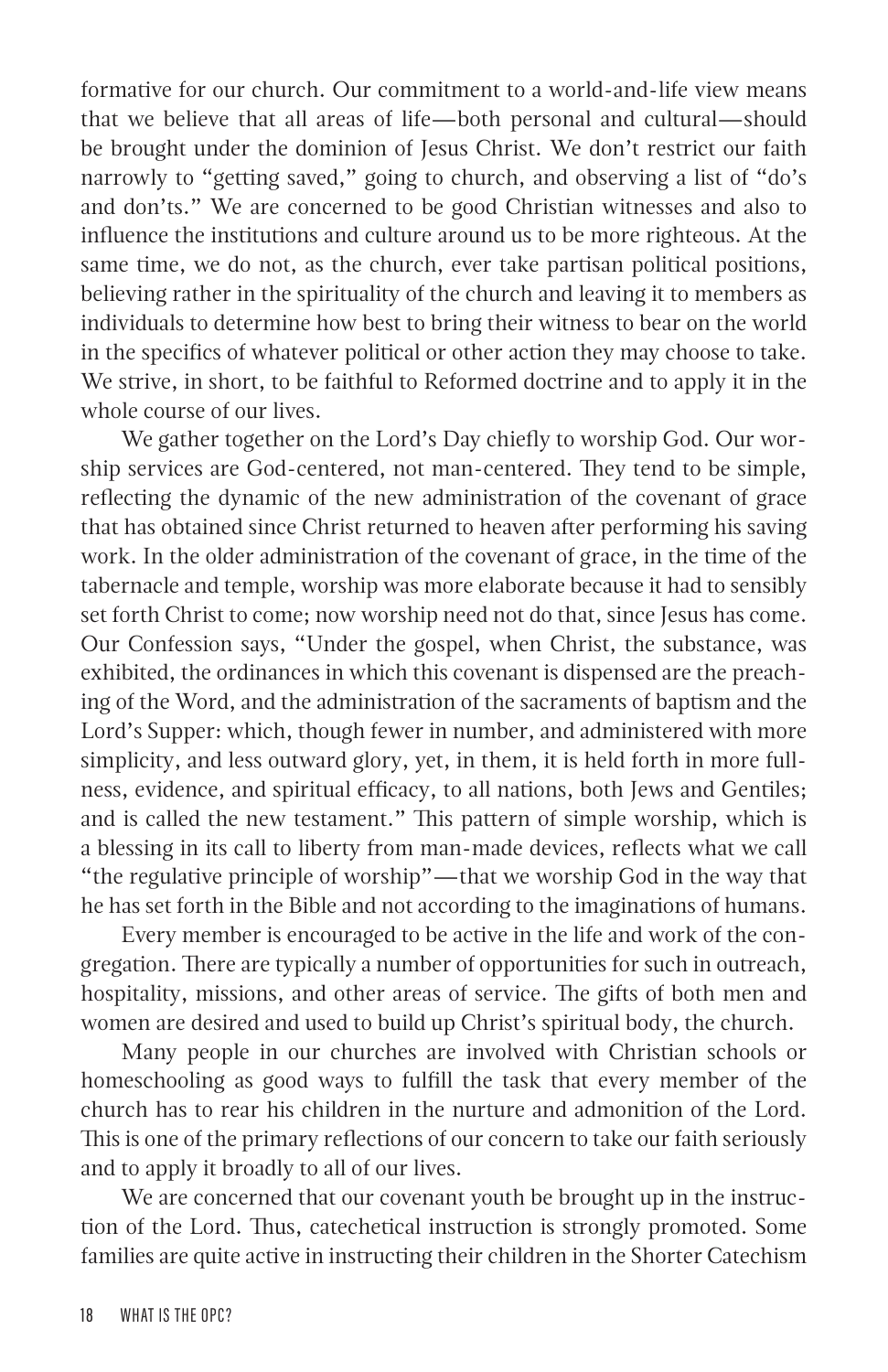formative for our church. Our commitment to a world-and-life view means that we believe that all areas of life—both personal and cultural—should be brought under the dominion of Jesus Christ. We don't restrict our faith narrowly to "getting saved," going to church, and observing a list of "do's and don'ts." We are concerned to be good Christian witnesses and also to influence the institutions and culture around us to be more righteous. At the same time, we do not, as the church, ever take partisan political positions, believing rather in the spirituality of the church and leaving it to members as individuals to determine how best to bring their witness to bear on the world in the specifics of whatever political or other action they may choose to take. We strive, in short, to be faithful to Reformed doctrine and to apply it in the whole course of our lives.

We gather together on the Lord's Day chiefly to worship God. Our worship services are God-centered, not man-centered. They tend to be simple, reflecting the dynamic of the new administration of the covenant of grace that has obtained since Christ returned to heaven after performing his saving work. In the older administration of the covenant of grace, in the time of the tabernacle and temple, worship was more elaborate because it had to sensibly set forth Christ to come; now worship need not do that, since Jesus has come. Our Confession says, "Under the gospel, when Christ, the substance, was exhibited, the ordinances in which this covenant is dispensed are the preaching of the Word, and the administration of the sacraments of baptism and the Lord's Supper: which, though fewer in number, and administered with more simplicity, and less outward glory, yet, in them, it is held forth in more fullness, evidence, and spiritual efficacy, to all nations, both Jews and Gentiles; and is called the new testament." This pattern of simple worship, which is a blessing in its call to liberty from man-made devices, reflects what we call "the regulative principle of worship"—that we worship God in the way that he has set forth in the Bible and not according to the imaginations of humans.

Every member is encouraged to be active in the life and work of the congregation. There are typically a number of opportunities for such in outreach, hospitality, missions, and other areas of service. The gifts of both men and women are desired and used to build up Christ's spiritual body, the church.

Many people in our churches are involved with Christian schools or homeschooling as good ways to fulfill the task that every member of the church has to rear his children in the nurture and admonition of the Lord. This is one of the primary reflections of our concern to take our faith seriously and to apply it broadly to all of our lives.

We are concerned that our covenant youth be brought up in the instruction of the Lord. Thus, catechetical instruction is strongly promoted. Some families are quite active in instructing their children in the Shorter Catechism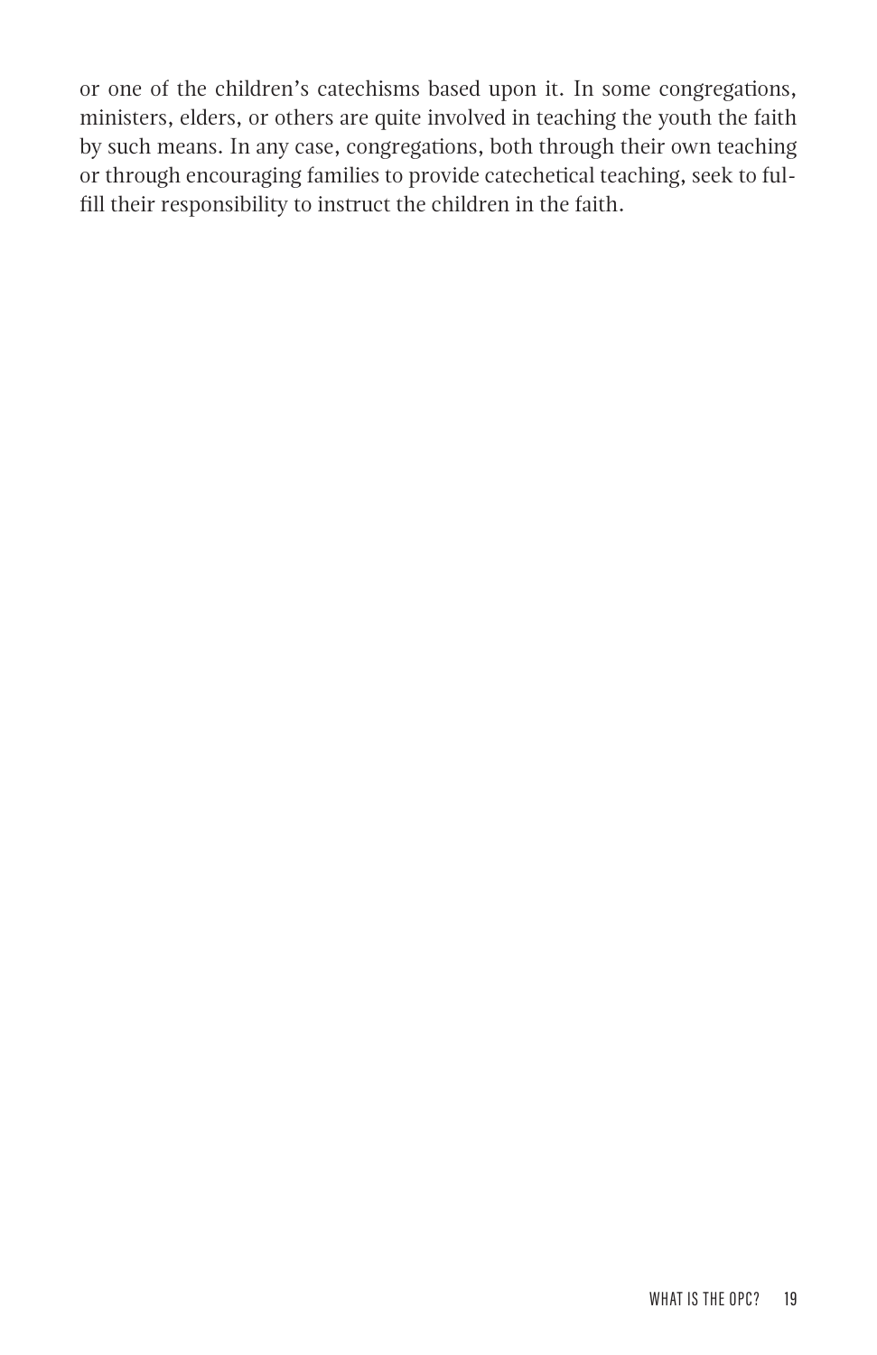or one of the children's catechisms based upon it. In some congregations, ministers, elders, or others are quite involved in teaching the youth the faith by such means. In any case, congregations, both through their own teaching or through encouraging families to provide catechetical teaching, seek to fulfill their responsibility to instruct the children in the faith.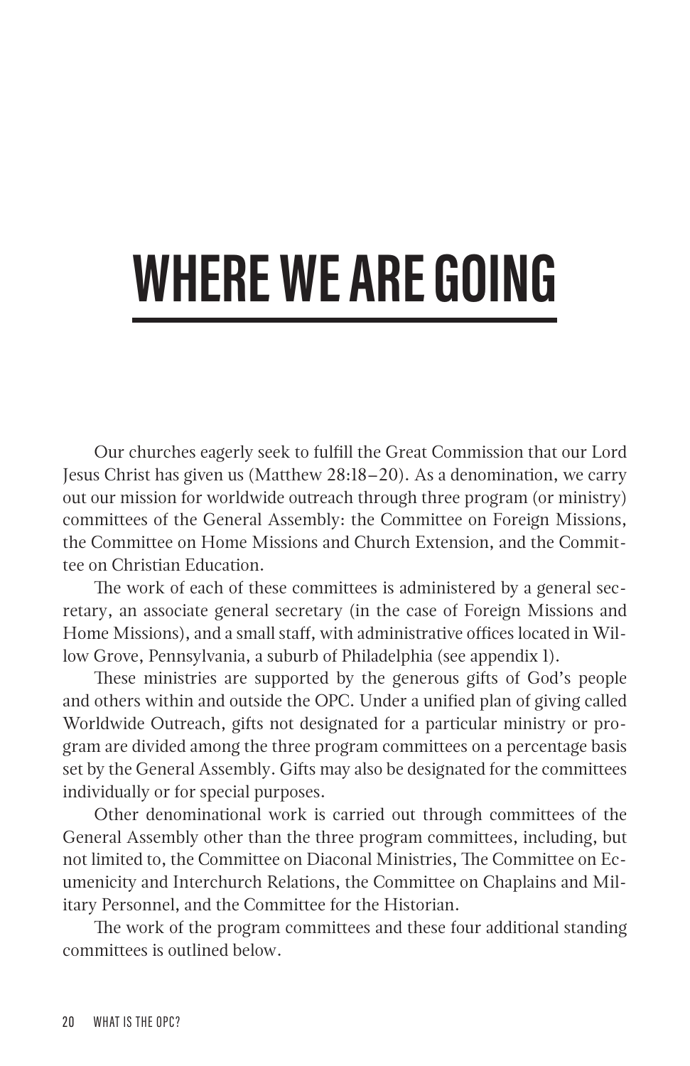# WHERE WE ARE GOING

Our churches eagerly seek to fulfill the Great Commission that our Lord Jesus Christ has given us (Matthew 28:18–20). As a denomination, we carry out our mission for worldwide outreach through three program (or ministry) committees of the General Assembly: the Committee on Foreign Missions, the Committee on Home Missions and Church Extension, and the Committee on Christian Education.

The work of each of these committees is administered by a general secretary, an associate general secretary (in the case of Foreign Missions and Home Missions), and a small staff, with administrative offices located in Willow Grove, Pennsylvania, a suburb of Philadelphia (see appendix 1).

These ministries are supported by the generous gifts of God's people and others within and outside the OPC. Under a unified plan of giving called Worldwide Outreach, gifts not designated for a particular ministry or program are divided among the three program committees on a percentage basis set by the General Assembly. Gifts may also be designated for the committees individually or for special purposes.

Other denominational work is carried out through committees of the General Assembly other than the three program committees, including, but not limited to, the Committee on Diaconal Ministries, The Committee on Ecumenicity and Interchurch Relations, the Committee on Chaplains and Military Personnel, and the Committee for the Historian.

The work of the program committees and these four additional standing committees is outlined below.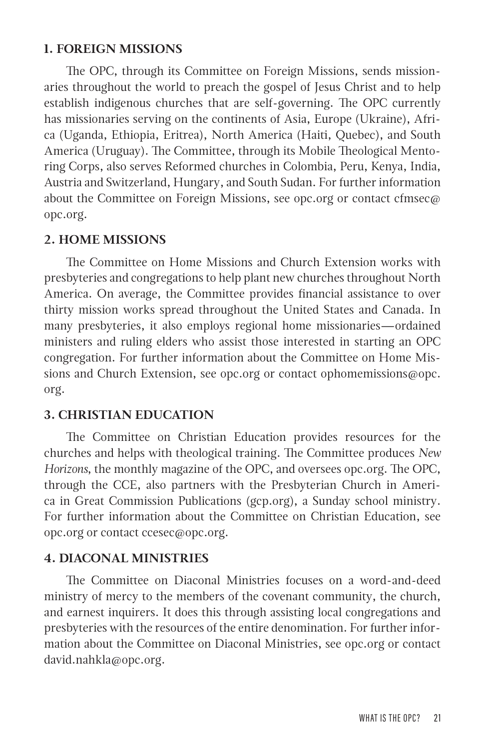### 1. FOREIGN MISSIONS

The OPC, through its Committee on Foreign Missions, sends missionaries throughout the world to preach the gospel of Jesus Christ and to help establish indigenous churches that are self-governing. The OPC currently has missionaries serving on the continents of Asia, Europe (Ukraine), Africa (Uganda, Ethiopia, Eritrea), North America (Haiti, Quebec), and South America (Uruguay). The Committee, through its Mobile Theological Mentoring Corps, also serves Reformed churches in Colombia, Peru, Kenya, India, Austria and Switzerland, Hungary, and South Sudan. For further information about the Committee on Foreign Missions, see opc.org or contact cfmsec@opc.org.

### 2. HOME MISSIONS

The Committee on Home Missions and Church Extension works with presbyteries and congregations to help plant new churches throughout North America. On average, the Committee provides financial assistance to over thirty mission works spread throughout the United States and Canada. In many presbyteries, it also employs regional home missionaries—ordained ministers and ruling elders who assist those interested in starting an OPC congregation. For further information about the Committee on Home Missions and Church Extension, see opc.org or contact ophomemissions@opc.org.

### 3. CHRISTIAN EDUCATION

The Committee on Christian Education provides resources for the churches and helps with theological training. The Committee produces *New Horizons*, the monthly magazine of the OPC, and oversees opc.org. The OPC, through the CCE, also partners with the Presbyterian Church in America in Great Commission Publications (gcp.org), a Sunday school ministry. For further information about the Committee on Christian Education, see opc.org or contact ccesec@opc.org.

### 4. DIACONAL MINISTRIES

The Committee on Diaconal Ministries focuses on a word-and-deed ministry of mercy to the members of the covenant community, the church, and earnest inquirers. It does this through assisting local congregations and presbyteries with the resources of the entire denomination. For further information about the Committee on Diaconal Ministries, see opc.org or contact david.nahkla@opc.org.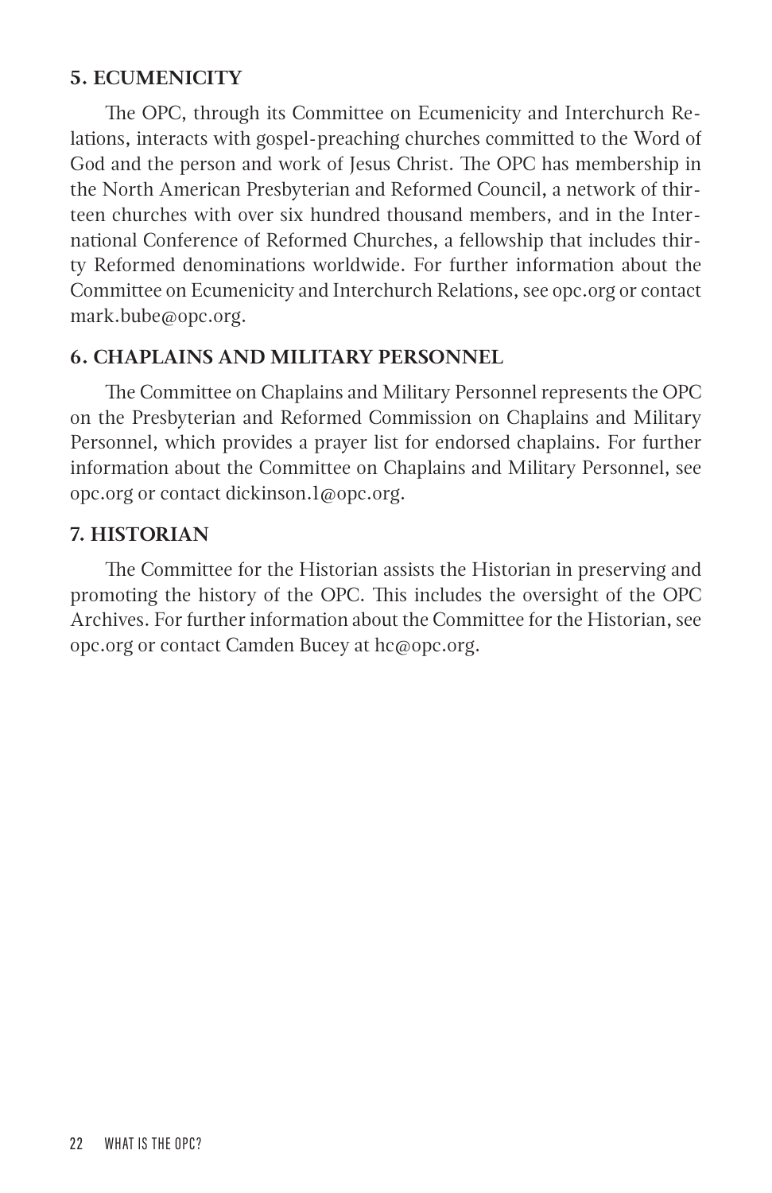### 5. ECUMENICITY

The OPC, through its Committee on Ecumenicity and Interchurch Relations, interacts with gospel-preaching churches committed to the Word of God and the person and work of Jesus Christ. The OPC has membership in the North American Presbyterian and Reformed Council, a network of thirteen churches with over six hundred thousand members, and in the International Conference of Reformed Churches, a fellowship that includes thirty Reformed denominations worldwide. For further information about the Committee on Ecumenicity and Interchurch Relations, see opc.org or contact mark.bube@opc.org.

### 6. CHAPLAINS AND MILITARY PERSONNEL

The Committee on Chaplains and Military Personnel represents the OPC on the Presbyterian and Reformed Commission on Chaplains and Military Personnel, which provides a prayer list for endorsed chaplains. For further information about the Committee on Chaplains and Military Personnel, see opc.org or contact dickinson.1@opc.org.

### 7. HISTORIAN

The Committee for the Historian assists the Historian in preserving and promoting the history of the OPC. This includes the oversight of the OPC Archives. For further information about the Committee for the Historian, see opc.org or contact Camden Bucey at hc@opc.org.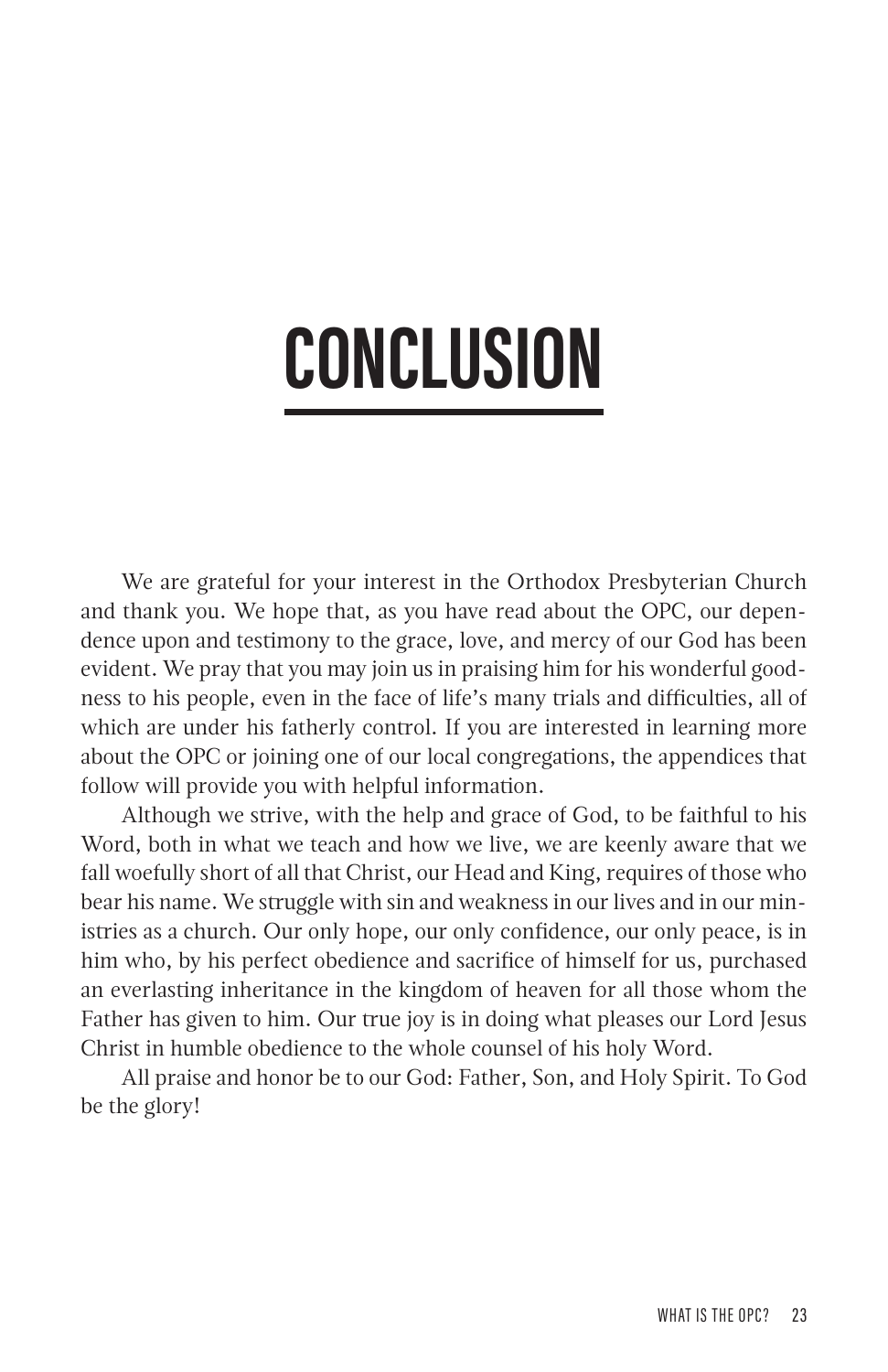# CONCLUSION

We are grateful for your interest in the Orthodox Presbyterian Church and thank you. We hope that, as you have read about the OPC, our dependence upon and testimony to the grace, love, and mercy of our God has been evident. We pray that you may join us in praising him for his wonderful goodness to his people, even in the face of life's many trials and difficulties, all of which are under his fatherly control. If you are interested in learning more about the OPC or joining one of our local congregations, the appendices that follow will provide you with helpful information.

Although we strive, with the help and grace of God, to be faithful to his Word, both in what we teach and how we live, we are keenly aware that we fall woefully short of all that Christ, our Head and King, requires of those who bear his name. We struggle with sin and weakness in our lives and in our ministries as a church. Our only hope, our only confidence, our only peace, is in him who, by his perfect obedience and sacrifice of himself for us, purchased an everlasting inheritance in the kingdom of heaven for all those whom the Father has given to him. Our true joy is in doing what pleases our Lord Jesus Christ in humble obedience to the whole counsel of his holy Word.

All praise and honor be to our God: Father, Son, and Holy Spirit. To God be the glory!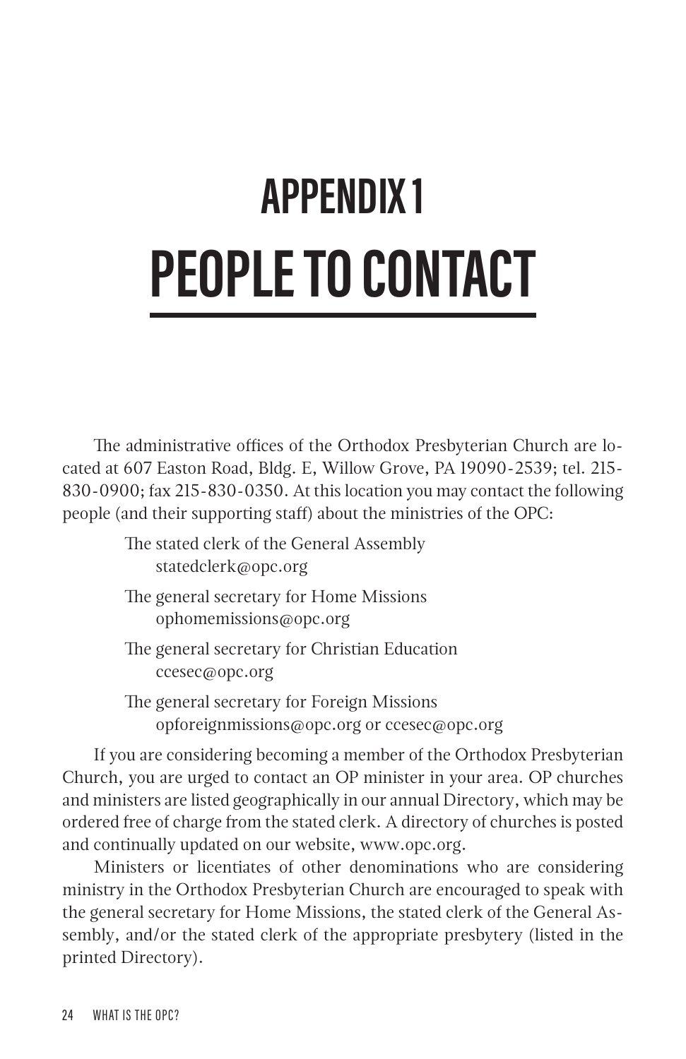# APPENDIX 1
# PEOPLE TO CONTACT

The administrative offices of the Orthodox Presbyterian Church are located at 607 Easton Road, Bldg. E, Willow Grove, PA 19090-2539; tel. 215-830-0900; fax 215-830-0350. At this location you may contact the following people (and their supporting staff) about the ministries of the OPC:

The stated clerk of the General Assembly
statedclerk@opc.org

The general secretary for Home Missions
ophomemissions@opc.org

The general secretary for Christian Education
ccesec@opc.org

The general secretary for Foreign Missions
opforeignmissions@opc.org or ccesec@opc.org

If you are considering becoming a member of the Orthodox Presbyterian Church, you are urged to contact an OP minister in your area. OP churches and ministers are listed geographically in our annual Directory, which may be ordered free of charge from the stated clerk. A directory of churches is posted and continually updated on our website, www.opc.org.

Ministers or licentiates of other denominations who are considering ministry in the Orthodox Presbyterian Church are encouraged to speak with the general secretary for Home Missions, the stated clerk of the General Assembly, and/or the stated clerk of the appropriate presbytery (listed in the printed Directory).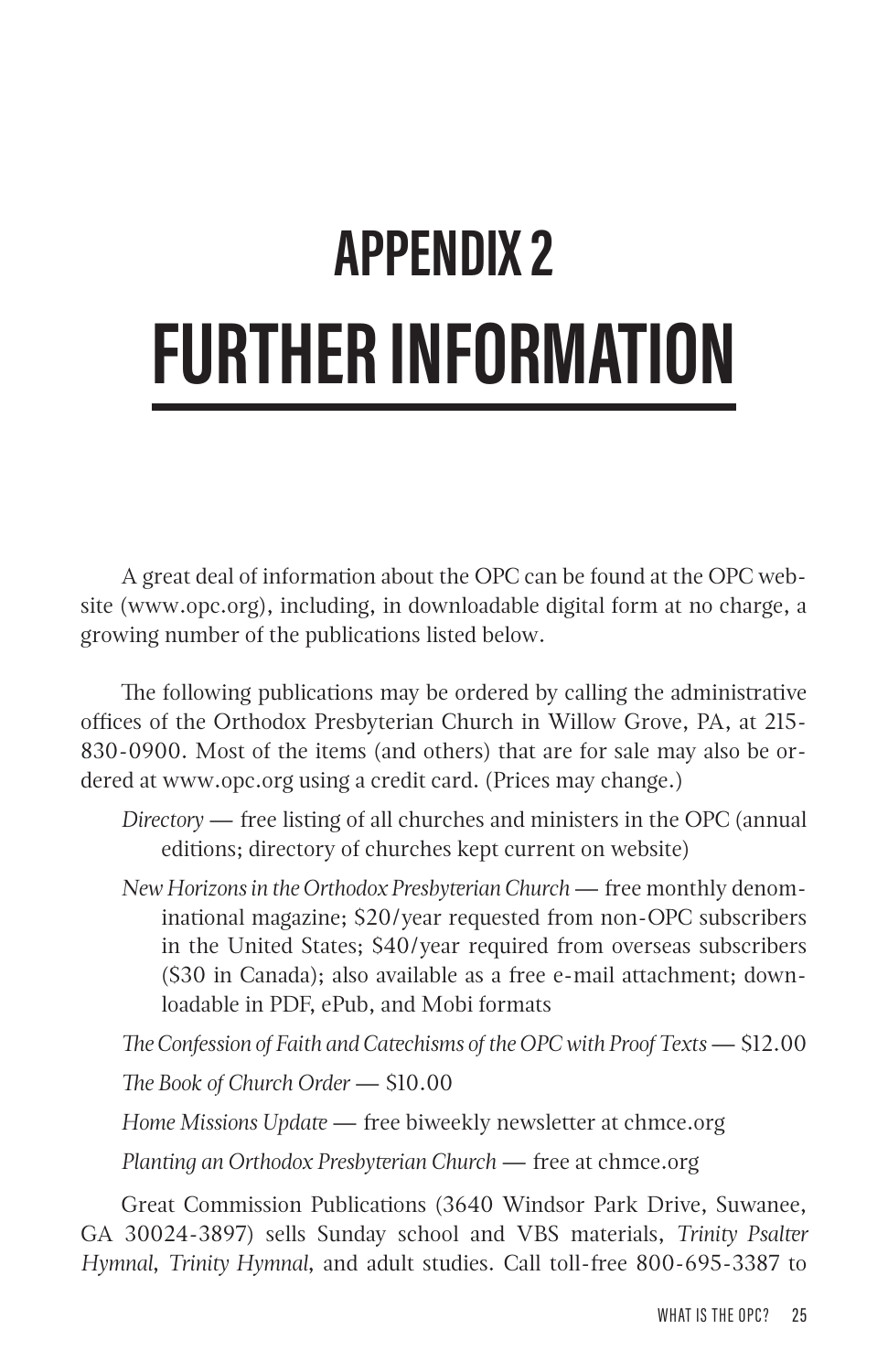# APPENDIX 2

# FURTHER INFORMATION

A great deal of information about the OPC can be found at the OPC website (www.opc.org), including, in downloadable digital form at no charge, a growing number of the publications listed below.

The following publications may be ordered by calling the administrative offices of the Orthodox Presbyterian Church in Willow Grove, PA, at 215-830-0900. Most of the items (and others) that are for sale may also be ordered at www.opc.org using a credit card. (Prices may change.)

*Directory* — free listing of all churches and ministers in the OPC (annual editions; directory of churches kept current on website)

*New Horizons in the Orthodox Presbyterian Church* — free monthly denominational magazine; $20/year requested from non-OPC subscribers in the United States; $40/year required from overseas subscribers ($30 in Canada); also available as a free e-mail attachment; downloadable in PDF, ePub, and Mobi formats

*The Confession of Faith and Catechisms of the OPC with Proof Texts* — $12.00

*The Book of Church Order* — $10.00

*Home Missions Update* — free biweekly newsletter at chmce.org

*Planting an Orthodox Presbyterian Church* — free at chmce.org

Great Commission Publications (3640 Windsor Park Drive, Suwanee, GA 30024-3897) sells Sunday school and VBS materials, *Trinity Psalter Hymnal*, *Trinity Hymnal*, and adult studies. Call toll-free 800-695-3387 to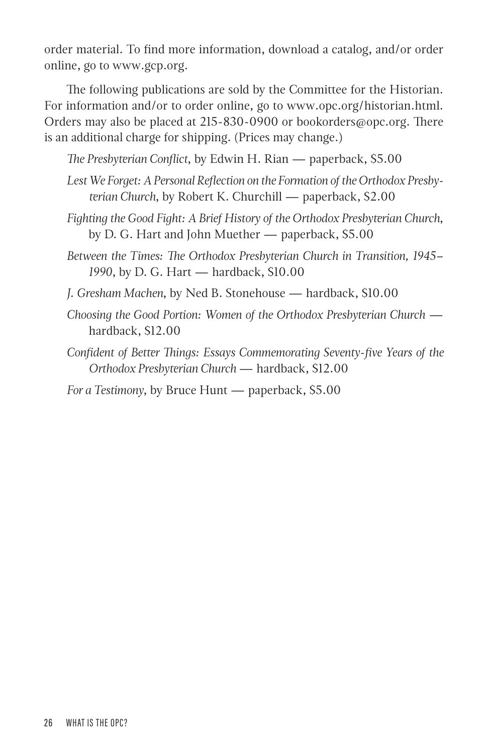order material. To find more information, download a catalog, and/or order online, go to www.gcp.org.

The following publications are sold by the Committee for the Historian. For information and/or to order online, go to www.opc.org/historian.html. Orders may also be placed at 215-830-0900 or bookorders@opc.org. There is an additional charge for shipping. (Prices may change.)

*The Presbyterian Conflict*, by Edwin H. Rian — paperback, $5.00

*Lest We Forget: A Personal Reflection on the Formation of the Orthodox Presbyterian Church*, by Robert K. Churchill — paperback, $2.00

*Fighting the Good Fight: A Brief History of the Orthodox Presbyterian Church*, by D. G. Hart and John Muether — paperback, $5.00

*Between the Times: The Orthodox Presbyterian Church in Transition, 1945–1990*, by D. G. Hart — hardback, $10.00

*J. Gresham Machen*, by Ned B. Stonehouse — hardback, $10.00

*Choosing the Good Portion: Women of the Orthodox Presbyterian Church* — hardback, $12.00

*Confident of Better Things: Essays Commemorating Seventy-five Years of the Orthodox Presbyterian Church* — hardback, $12.00

*For a Testimony*, by Bruce Hunt — paperback, $5.00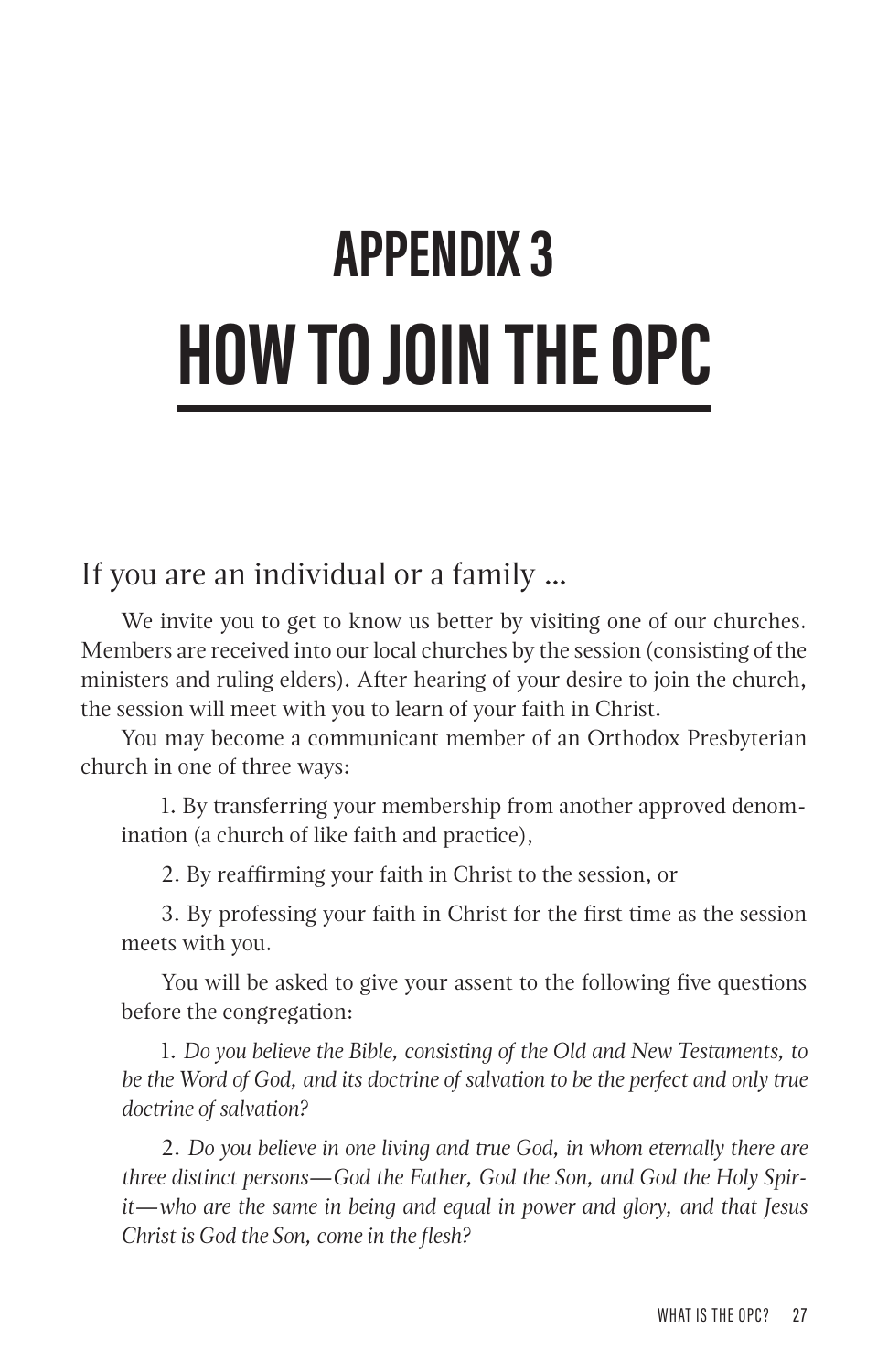# APPENDIX 3
# HOW TO JOIN THE OPC

## If you are an individual or a family ...

We invite you to get to know us better by visiting one of our churches. Members are received into our local churches by the session (consisting of the ministers and ruling elders). After hearing of your desire to join the church, the session will meet with you to learn of your faith in Christ.

You may become a communicant member of an Orthodox Presbyterian church in one of three ways:

1. By transferring your membership from another approved denomination (a church of like faith and practice),

2. By reaffirming your faith in Christ to the session, or

3. By professing your faith in Christ for the first time as the session meets with you.

You will be asked to give your assent to the following five questions before the congregation:

1. *Do you believe the Bible, consisting of the Old and New Testaments, to be the Word of God, and its doctrine of salvation to be the perfect and only true doctrine of salvation?*

2. *Do you believe in one living and true God, in whom eternally there are three distinct persons—God the Father, God the Son, and God the Holy Spirit—who are the same in being and equal in power and glory, and that Jesus Christ is God the Son, come in the flesh?*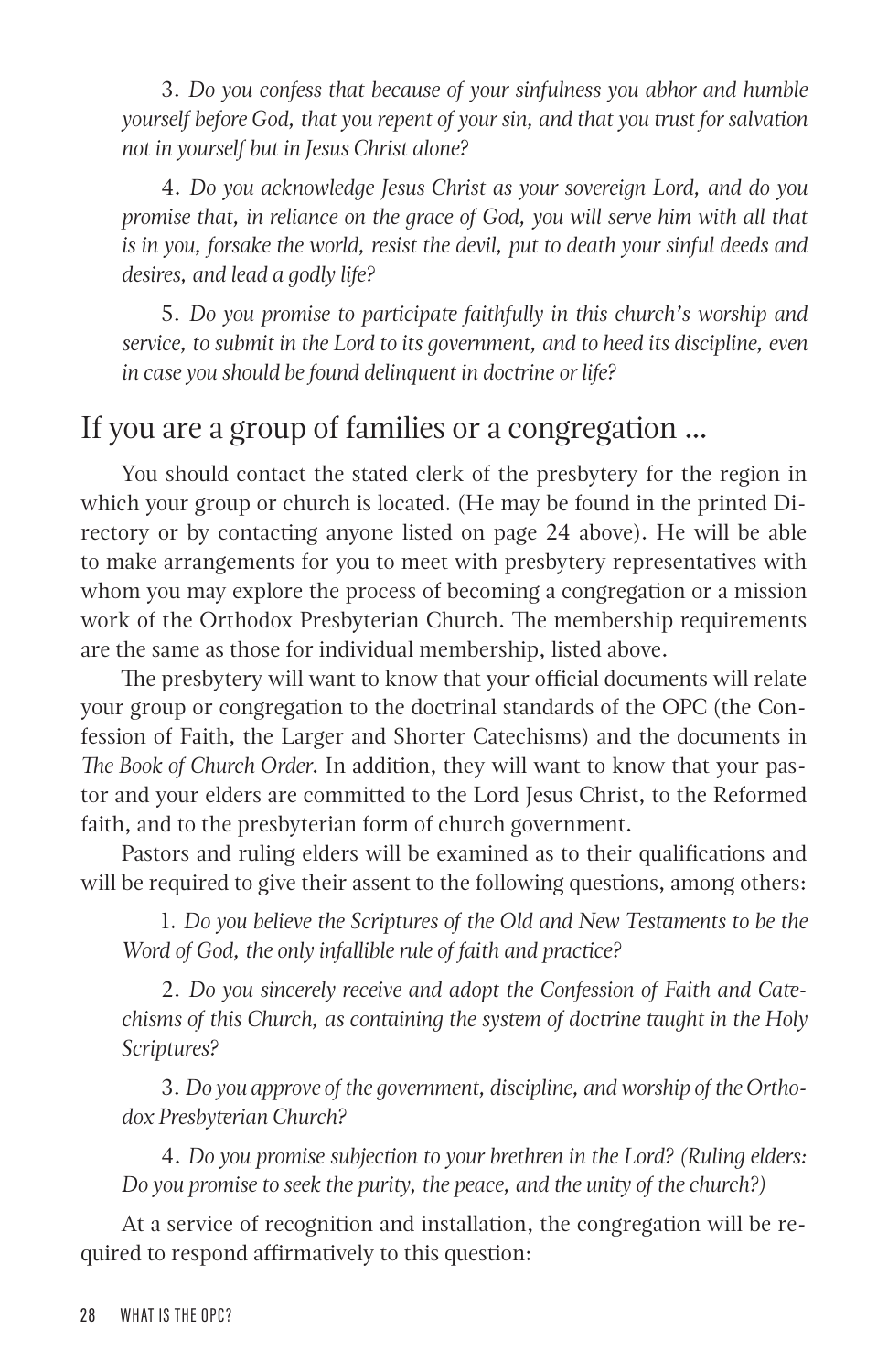3. *Do you confess that because of your sinfulness you abhor and humble yourself before God, that you repent of your sin, and that you trust for salvation not in yourself but in Jesus Christ alone?*

4. *Do you acknowledge Jesus Christ as your sovereign Lord, and do you promise that, in reliance on the grace of God, you will serve him with all that is in you, forsake the world, resist the devil, put to death your sinful deeds and desires, and lead a godly life?*

5. *Do you promise to participate faithfully in this church's worship and service, to submit in the Lord to its government, and to heed its discipline, even in case you should be found delinquent in doctrine or life?*

## If you are a group of families or a congregation ...

You should contact the stated clerk of the presbytery for the region in which your group or church is located. (He may be found in the printed Directory or by contacting anyone listed on page 24 above). He will be able to make arrangements for you to meet with presbytery representatives with whom you may explore the process of becoming a congregation or a mission work of the Orthodox Presbyterian Church. The membership requirements are the same as those for individual membership, listed above.

The presbytery will want to know that your official documents will relate your group or congregation to the doctrinal standards of the OPC (the Confession of Faith, the Larger and Shorter Catechisms) and the documents in *The Book of Church Order*. In addition, they will want to know that your pastor and your elders are committed to the Lord Jesus Christ, to the Reformed faith, and to the presbyterian form of church government.

Pastors and ruling elders will be examined as to their qualifications and will be required to give their assent to the following questions, among others:

1. *Do you believe the Scriptures of the Old and New Testaments to be the Word of God, the only infallible rule of faith and practice?*

2. *Do you sincerely receive and adopt the Confession of Faith and Catechisms of this Church, as containing the system of doctrine taught in the Holy Scriptures?*

3. *Do you approve of the government, discipline, and worship of the Orthodox Presbyterian Church?*

4. *Do you promise subjection to your brethren in the Lord? (Ruling elders: Do you promise to seek the purity, the peace, and the unity of the church?)*

At a service of recognition and installation, the congregation will be required to respond affirmatively to this question: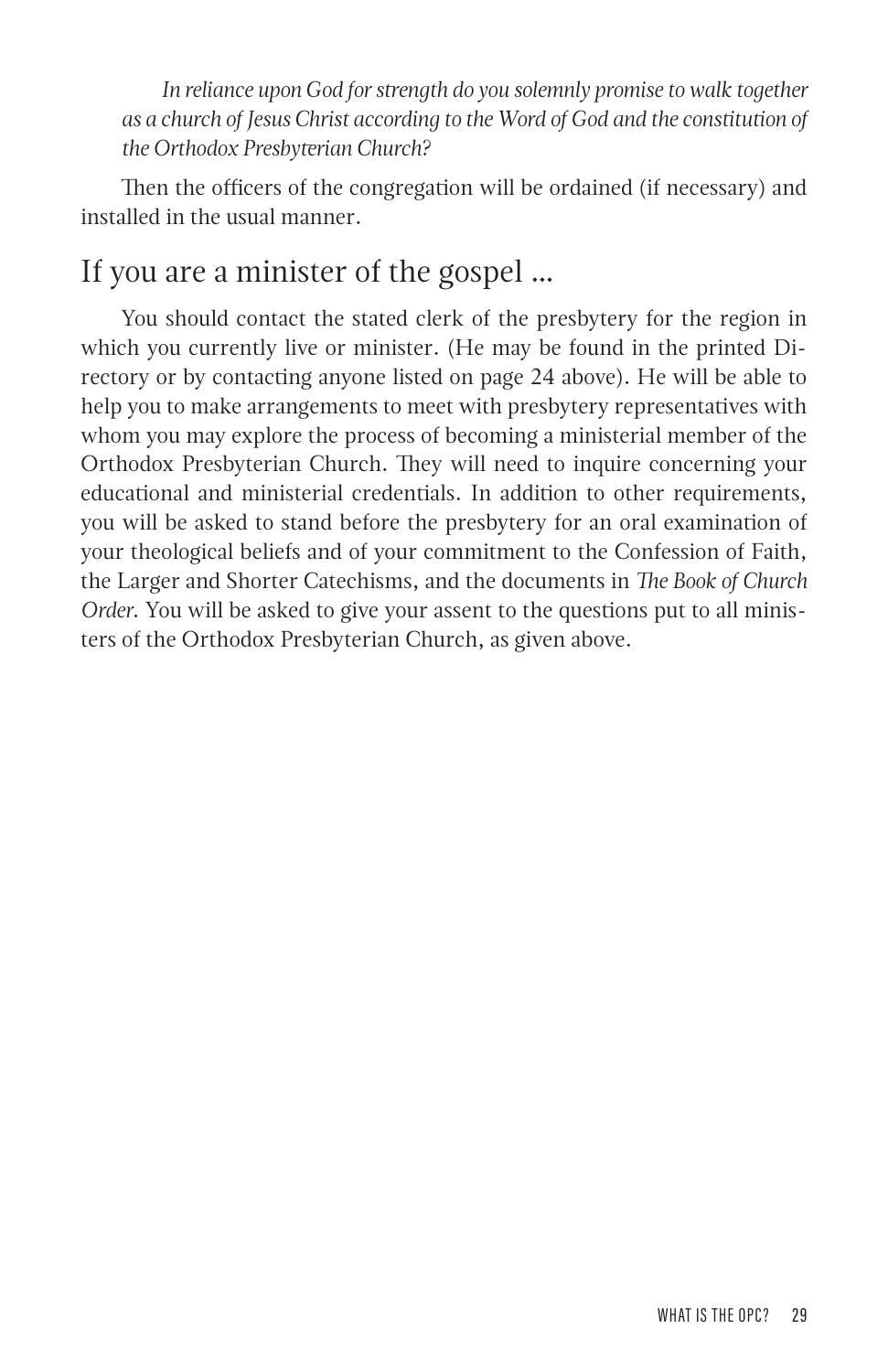*In reliance upon God for strength do you solemnly promise to walk together as a church of Jesus Christ according to the Word of God and the constitution of the Orthodox Presbyterian Church?*

Then the officers of the congregation will be ordained (if necessary) and installed in the usual manner.

## If you are a minister of the gospel ...

You should contact the stated clerk of the presbytery for the region in which you currently live or minister. (He may be found in the printed Directory or by contacting anyone listed on page 24 above). He will be able to help you to make arrangements to meet with presbytery representatives with whom you may explore the process of becoming a ministerial member of the Orthodox Presbyterian Church. They will need to inquire concerning your educational and ministerial credentials. In addition to other requirements, you will be asked to stand before the presbytery for an oral examination of your theological beliefs and of your commitment to the Confession of Faith, the Larger and Shorter Catechisms, and the documents in *The Book of Church Order*. You will be asked to give your assent to the questions put to all ministers of the Orthodox Presbyterian Church, as given above.